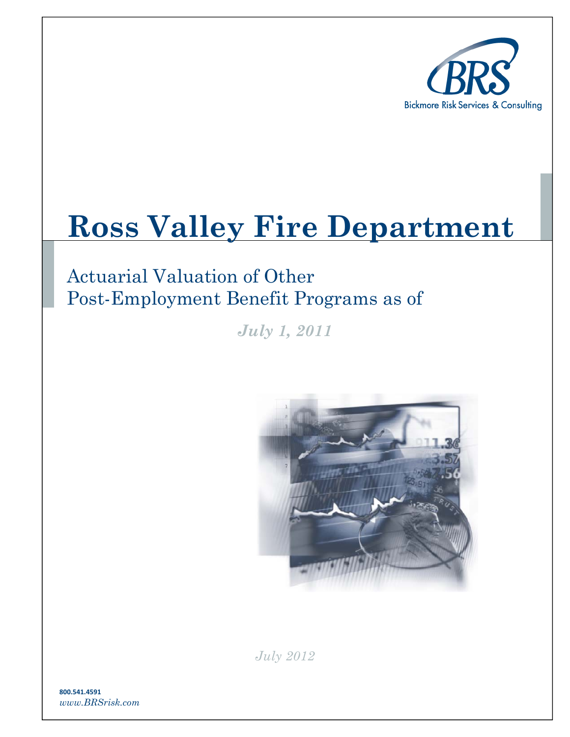BRS

Bickmore Risk Services & Consulting

# Ross Valley Fire Department

## Actuarial Valuation of Other Post-Employment Benefit Programs as of

***July 1, 2011***

*July 2012*

**800.541.4591**

*www.BRSrisk.com*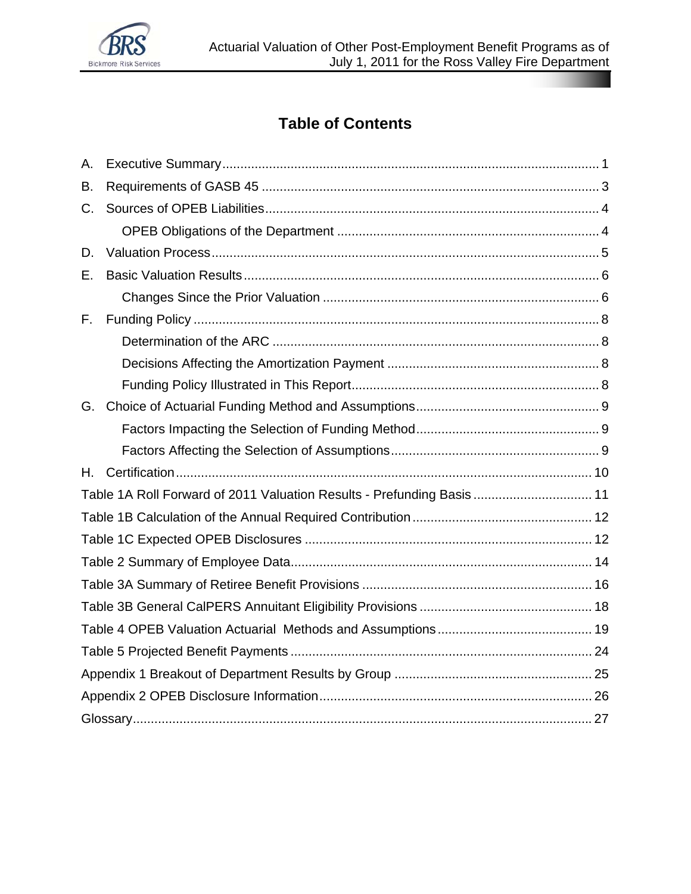# Table of Contents

A. Executive Summary ........................................................................................................ 1

B. Requirements of GASB 45 ............................................................................................ 3

C. Sources of OPEB Liabilities ........................................................................................... 4

   OPEB Obligations of the Department ......................................................................... 4

D. Valuation Process .......................................................................................................... 5

E. Basic Valuation Results ................................................................................................. 6

   Changes Since the Prior Valuation ............................................................................. 6

F. Funding Policy ................................................................................................................ 8

   Determination of the ARC ........................................................................................... 8

   Decisions Affecting the Amortization Payment ........................................................... 8

   Funding Policy Illustrated in This Report ..................................................................... 8

G. Choice of Actuarial Funding Method and Assumptions ................................................. 9

   Factors Impacting the Selection of Funding Method ................................................... 9

   Factors Affecting the Selection of Assumptions .......................................................... 9

H. Certification .................................................................................................................. 10

Table 1A Roll Forward of 2011 Valuation Results - Prefunding Basis ................................. 11

Table 1B Calculation of the Annual Required Contribution .................................................. 12

Table 1C Expected OPEB Disclosures ................................................................................ 12

Table 2 Summary of Employee Data .................................................................................... 14

Table 3A Summary of Retiree Benefit Provisions ................................................................ 16

Table 3B General CalPERS Annuitant Eligibility Provisions ................................................ 18

Table 4 OPEB Valuation Actuarial Methods and Assumptions ............................................ 19

Table 5 Projected Benefit Payments .................................................................................... 24

Appendix 1 Breakout of Department Results by Group ....................................................... 25

Appendix 2 OPEB Disclosure Information ............................................................................ 26

Glossary ................................................................................................................................ 27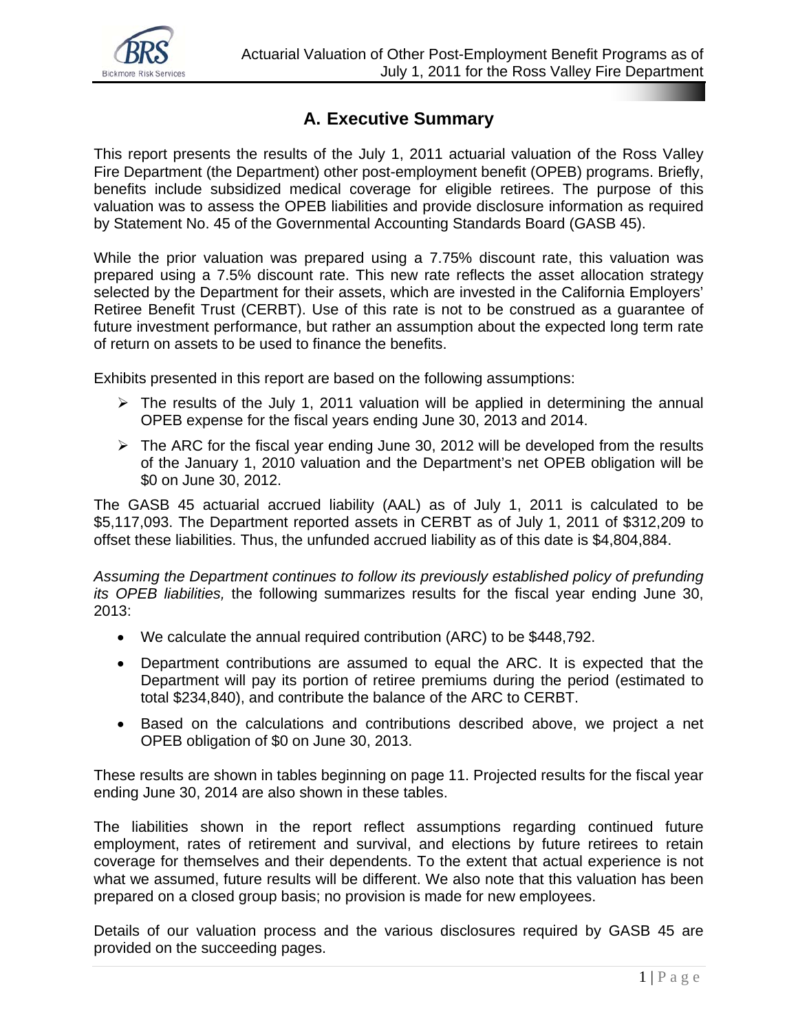## A. Executive Summary

This report presents the results of the July 1, 2011 actuarial valuation of the Ross Valley Fire Department (the Department) other post-employment benefit (OPEB) programs. Briefly, benefits include subsidized medical coverage for eligible retirees. The purpose of this valuation was to assess the OPEB liabilities and provide disclosure information as required by Statement No. 45 of the Governmental Accounting Standards Board (GASB 45).

While the prior valuation was prepared using a 7.75% discount rate, this valuation was prepared using a 7.5% discount rate. This new rate reflects the asset allocation strategy selected by the Department for their assets, which are invested in the California Employers' Retiree Benefit Trust (CERBT). Use of this rate is not to be construed as a guarantee of future investment performance, but rather an assumption about the expected long term rate of return on assets to be used to finance the benefits.

Exhibits presented in this report are based on the following assumptions:

- The results of the July 1, 2011 valuation will be applied in determining the annual OPEB expense for the fiscal years ending June 30, 2013 and 2014.
- The ARC for the fiscal year ending June 30, 2012 will be developed from the results of the January 1, 2010 valuation and the Department's net OPEB obligation will be $0 on June 30, 2012.

The GASB 45 actuarial accrued liability (AAL) as of July 1, 2011 is calculated to be $5,117,093. The Department reported assets in CERBT as of July 1, 2011 of $312,209 to offset these liabilities. Thus, the unfunded accrued liability as of this date is $4,804,884.

*Assuming the Department continues to follow its previously established policy of prefunding its OPEB liabilities,* the following summarizes results for the fiscal year ending June 30, 2013:

- We calculate the annual required contribution (ARC) to be $448,792.
- Department contributions are assumed to equal the ARC. It is expected that the Department will pay its portion of retiree premiums during the period (estimated to total $234,840), and contribute the balance of the ARC to CERBT.
- Based on the calculations and contributions described above, we project a net OPEB obligation of $0 on June 30, 2013.

These results are shown in tables beginning on page 11. Projected results for the fiscal year ending June 30, 2014 are also shown in these tables.

The liabilities shown in the report reflect assumptions regarding continued future employment, rates of retirement and survival, and elections by future retirees to retain coverage for themselves and their dependents. To the extent that actual experience is not what we assumed, future results will be different. We also note that this valuation has been prepared on a closed group basis; no provision is made for new employees.

Details of our valuation process and the various disclosures required by GASB 45 are provided on the succeeding pages.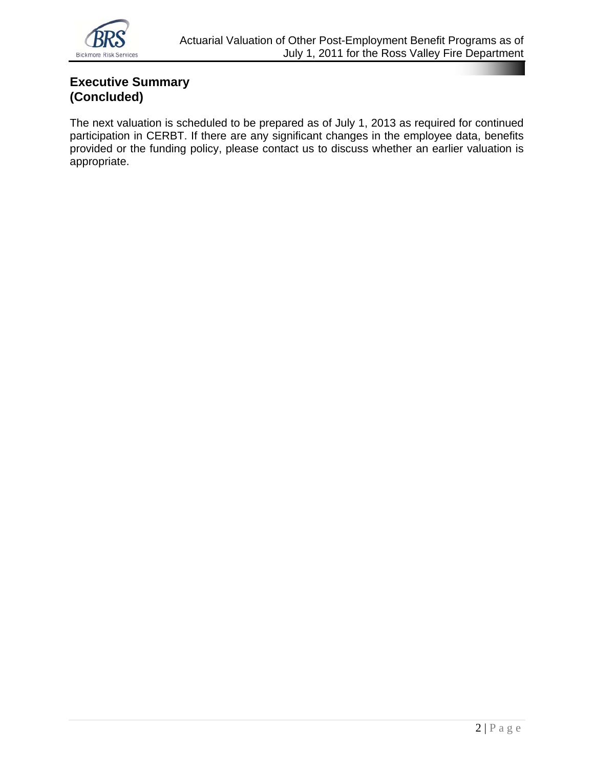## Executive Summary (Concluded)

The next valuation is scheduled to be prepared as of July 1, 2013 as required for continued participation in CERBT. If there are any significant changes in the employee data, benefits provided or the funding policy, please contact us to discuss whether an earlier valuation is appropriate.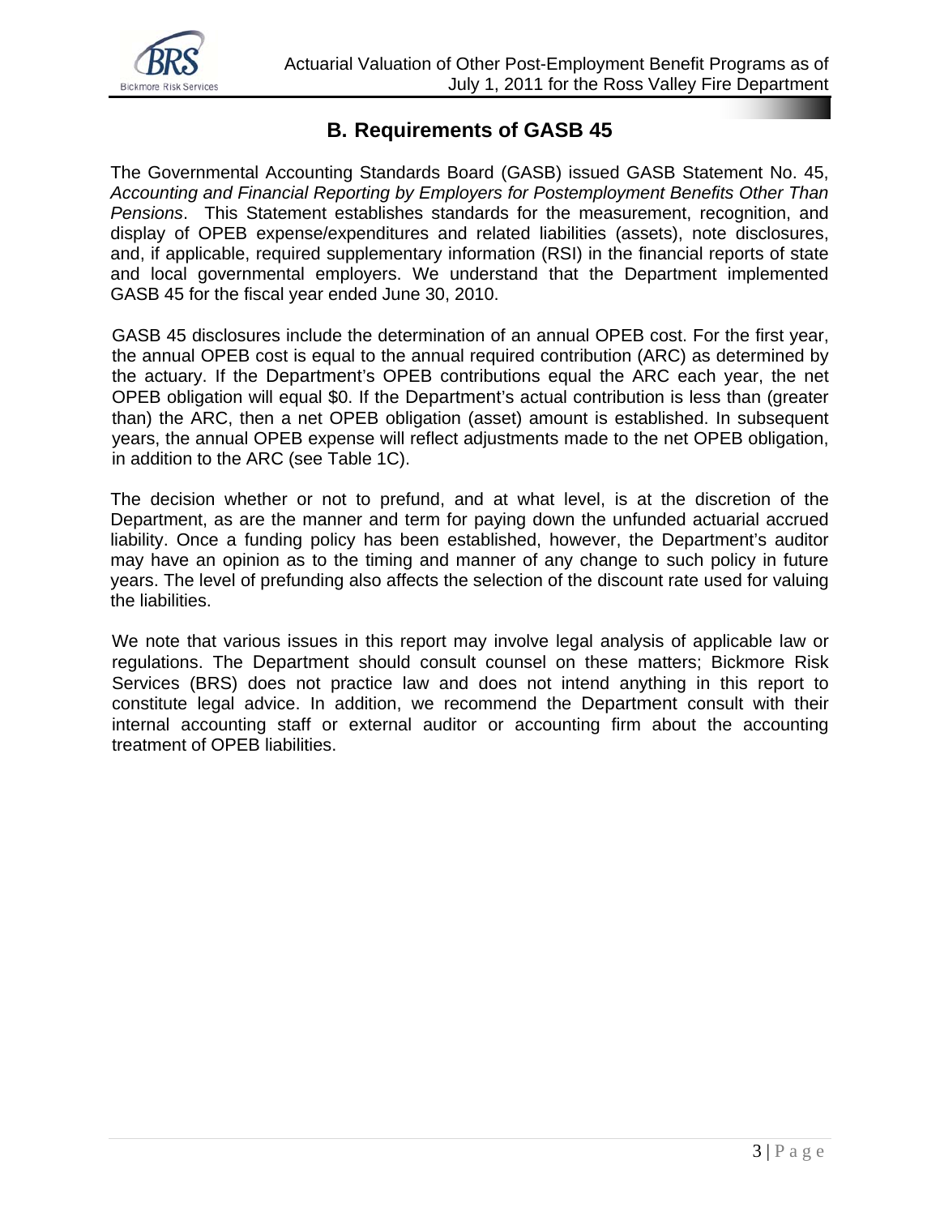## B. Requirements of GASB 45

The Governmental Accounting Standards Board (GASB) issued GASB Statement No. 45, *Accounting and Financial Reporting by Employers for Postemployment Benefits Other Than Pensions*. This Statement establishes standards for the measurement, recognition, and display of OPEB expense/expenditures and related liabilities (assets), note disclosures, and, if applicable, required supplementary information (RSI) in the financial reports of state and local governmental employers. We understand that the Department implemented GASB 45 for the fiscal year ended June 30, 2010.

GASB 45 disclosures include the determination of an annual OPEB cost. For the first year, the annual OPEB cost is equal to the annual required contribution (ARC) as determined by the actuary. If the Department's OPEB contributions equal the ARC each year, the net OPEB obligation will equal $0. If the Department's actual contribution is less than (greater than) the ARC, then a net OPEB obligation (asset) amount is established. In subsequent years, the annual OPEB expense will reflect adjustments made to the net OPEB obligation, in addition to the ARC (see Table 1C).

The decision whether or not to prefund, and at what level, is at the discretion of the Department, as are the manner and term for paying down the unfunded actuarial accrued liability. Once a funding policy has been established, however, the Department's auditor may have an opinion as to the timing and manner of any change to such policy in future years. The level of prefunding also affects the selection of the discount rate used for valuing the liabilities.

We note that various issues in this report may involve legal analysis of applicable law or regulations. The Department should consult counsel on these matters; Bickmore Risk Services (BRS) does not practice law and does not intend anything in this report to constitute legal advice. In addition, we recommend the Department consult with their internal accounting staff or external auditor or accounting firm about the accounting treatment of OPEB liabilities.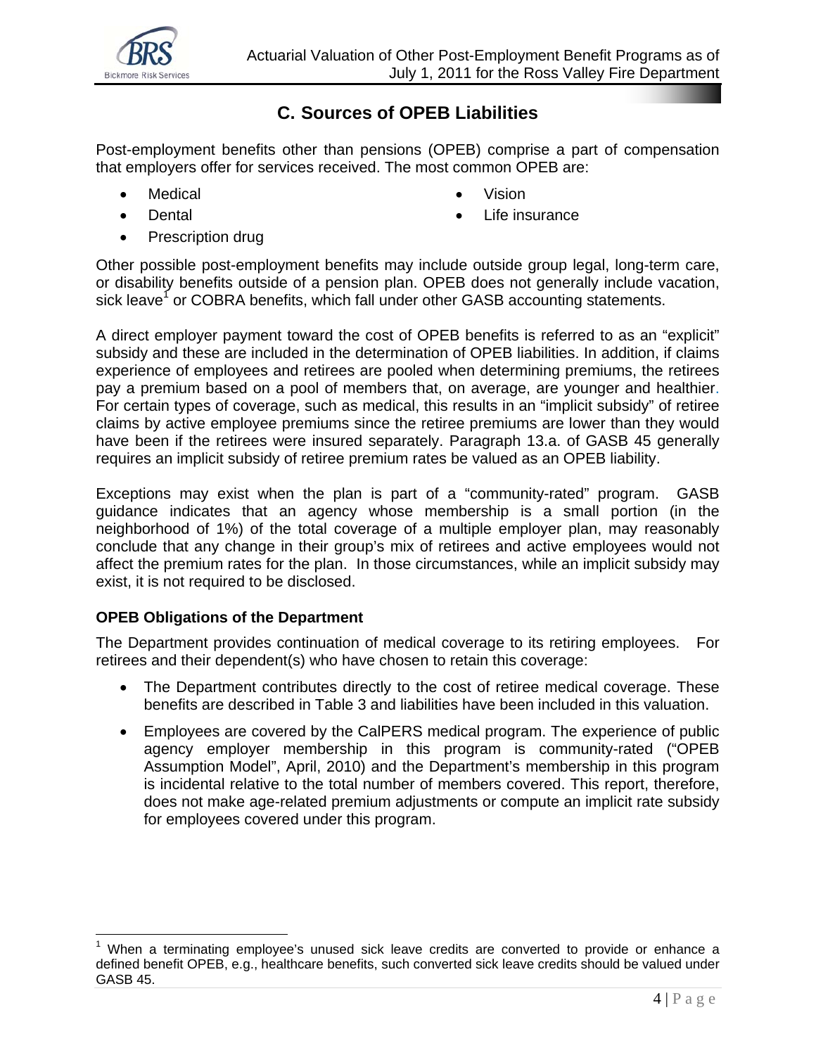## C. Sources of OPEB Liabilities

Post-employment benefits other than pensions (OPEB) comprise a part of compensation that employers offer for services received. The most common OPEB are:

- Medical
- Dental
- Prescription drug
- Vision
- Life insurance

Other possible post-employment benefits may include outside group legal, long-term care, or disability benefits outside of a pension plan. OPEB does not generally include vacation, sick leave[1] or COBRA benefits, which fall under other GASB accounting statements.

A direct employer payment toward the cost of OPEB benefits is referred to as an "explicit" subsidy and these are included in the determination of OPEB liabilities. In addition, if claims experience of employees and retirees are pooled when determining premiums, the retirees pay a premium based on a pool of members that, on average, are younger and healthier. For certain types of coverage, such as medical, this results in an "implicit subsidy" of retiree claims by active employee premiums since the retiree premiums are lower than they would have been if the retirees were insured separately. Paragraph 13.a. of GASB 45 generally requires an implicit subsidy of retiree premium rates be valued as an OPEB liability.

Exceptions may exist when the plan is part of a "community-rated" program. GASB guidance indicates that an agency whose membership is a small portion (in the neighborhood of 1%) of the total coverage of a multiple employer plan, may reasonably conclude that any change in their group's mix of retirees and active employees would not affect the premium rates for the plan. In those circumstances, while an implicit subsidy may exist, it is not required to be disclosed.

### OPEB Obligations of the Department

The Department provides continuation of medical coverage to its retiring employees. For retirees and their dependent(s) who have chosen to retain this coverage:

- The Department contributes directly to the cost of retiree medical coverage. These benefits are described in Table 3 and liabilities have been included in this valuation.
- Employees are covered by the CalPERS medical program. The experience of public agency employer membership in this program is community-rated ("OPEB Assumption Model", April, 2010) and the Department's membership in this program is incidental relative to the total number of members covered. This report, therefore, does not make age-related premium adjustments or compute an implicit rate subsidy for employees covered under this program.

---

[1] When a terminating employee's unused sick leave credits are converted to provide or enhance a defined benefit OPEB, e.g., healthcare benefits, such converted sick leave credits should be valued under GASB 45.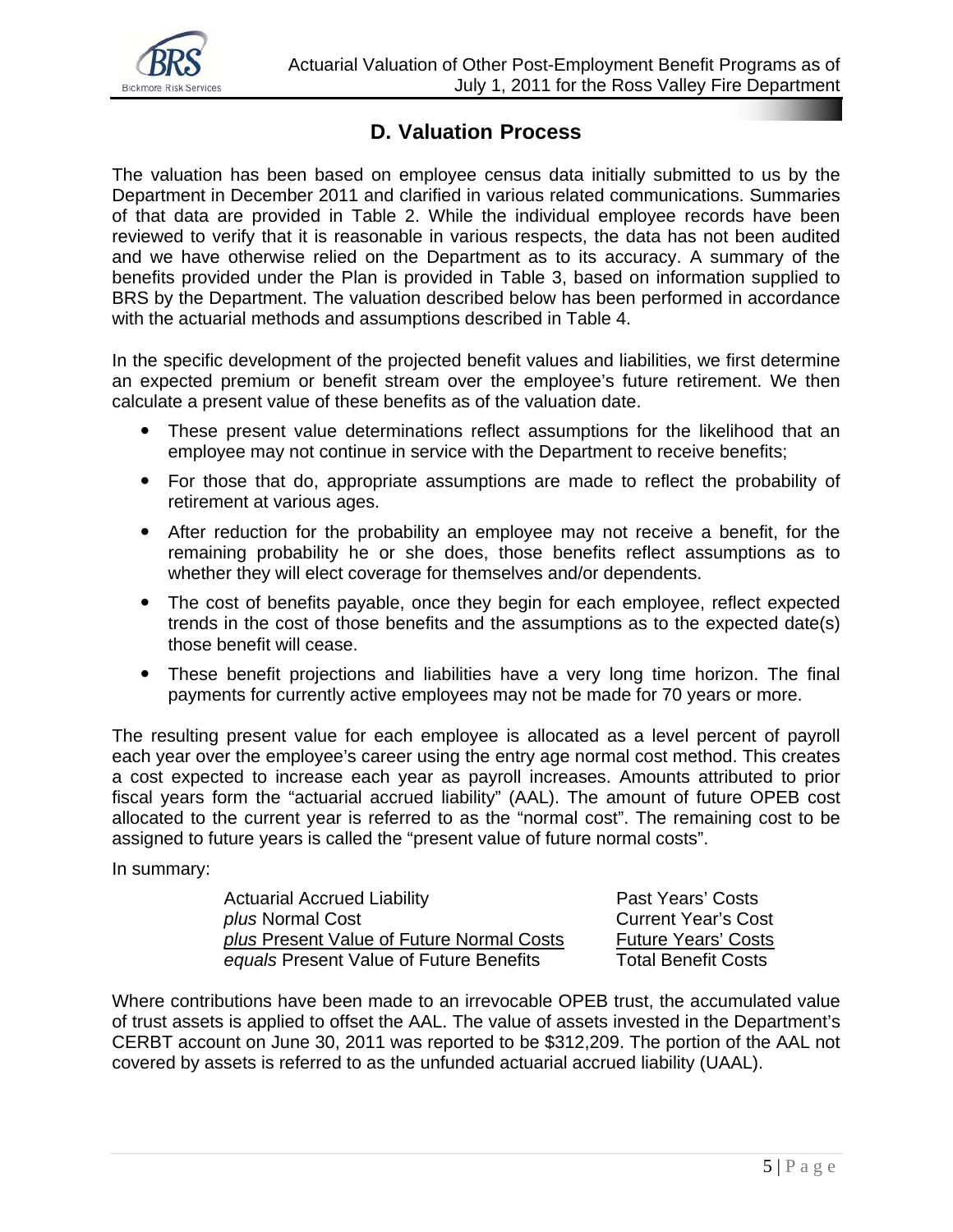## D. Valuation Process

The valuation has been based on employee census data initially submitted to us by the Department in December 2011 and clarified in various related communications. Summaries of that data are provided in Table 2. While the individual employee records have been reviewed to verify that it is reasonable in various respects, the data has not been audited and we have otherwise relied on the Department as to its accuracy. A summary of the benefits provided under the Plan is provided in Table 3, based on information supplied to BRS by the Department. The valuation described below has been performed in accordance with the actuarial methods and assumptions described in Table 4.

In the specific development of the projected benefit values and liabilities, we first determine an expected premium or benefit stream over the employee's future retirement. We then calculate a present value of these benefits as of the valuation date.

- These present value determinations reflect assumptions for the likelihood that an employee may not continue in service with the Department to receive benefits;
- For those that do, appropriate assumptions are made to reflect the probability of retirement at various ages.
- After reduction for the probability an employee may not receive a benefit, for the remaining probability he or she does, those benefits reflect assumptions as to whether they will elect coverage for themselves and/or dependents.
- The cost of benefits payable, once they begin for each employee, reflect expected trends in the cost of those benefits and the assumptions as to the expected date(s) those benefit will cease.
- These benefit projections and liabilities have a very long time horizon. The final payments for currently active employees may not be made for 70 years or more.

The resulting present value for each employee is allocated as a level percent of payroll each year over the employee's career using the entry age normal cost method. This creates a cost expected to increase each year as payroll increases. Amounts attributed to prior fiscal years form the "actuarial accrued liability" (AAL). The amount of future OPEB cost allocated to the current year is referred to as the "normal cost". The remaining cost to be assigned to future years is called the "present value of future normal costs".

In summary:

| | |
|---|---|
| Actuarial Accrued Liability | Past Years' Costs |
| *plus* Normal Cost | Current Year's Cost |
| *plus* Present Value of Future Normal Costs | Future Years' Costs |
| *equals* Present Value of Future Benefits | Total Benefit Costs |

Where contributions have been made to an irrevocable OPEB trust, the accumulated value of trust assets is applied to offset the AAL. The value of assets invested in the Department's CERBT account on June 30, 2011 was reported to be $312,209. The portion of the AAL not covered by assets is referred to as the unfunded actuarial accrued liability (UAAL).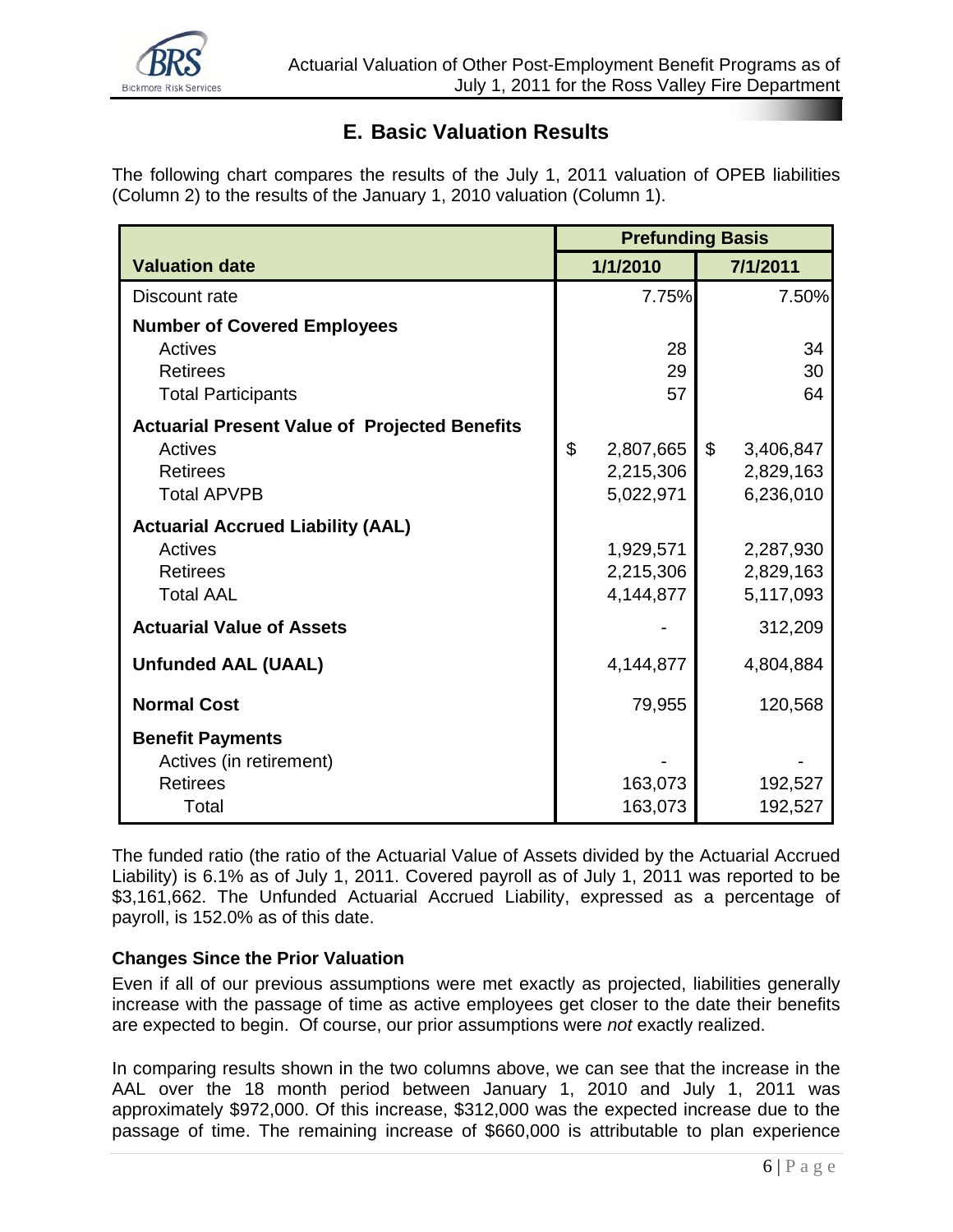## E. Basic Valuation Results

The following chart compares the results of the July 1, 2011 valuation of OPEB liabilities (Column 2) to the results of the January 1, 2010 valuation (Column 1).

| | Prefunding Basis | |
|---|---|---|
| **Valuation date** | **1/1/2010** | **7/1/2011** |
| Discount rate | 7.75% | 7.50% |
| **Number of Covered Employees** | | |
| Actives | 28 | 34 |
| Retirees | 29 | 30 |
| Total Participants | 57 | 64 |
| **Actuarial Present Value of Projected Benefits** | | |
| Actives | $ 2,807,665 | $ 3,406,847 |
| Retirees | 2,215,306 | 2,829,163 |
| Total APVPB | 5,022,971 | 6,236,010 |
| **Actuarial Accrued Liability (AAL)** | | |
| Actives | 1,929,571 | 2,287,930 |
| Retirees | 2,215,306 | 2,829,163 |
| Total AAL | 4,144,877 | 5,117,093 |
| **Actuarial Value of Assets** | - | 312,209 |
| **Unfunded AAL (UAAL)** | 4,144,877 | 4,804,884 |
| **Normal Cost** | 79,955 | 120,568 |
| **Benefit Payments** | | |
| Actives (in retirement) | - | - |
| Retirees | 163,073 | 192,527 |
| Total | 163,073 | 192,527 |

The funded ratio (the ratio of the Actuarial Value of Assets divided by the Actuarial Accrued Liability) is 6.1% as of July 1, 2011. Covered payroll as of July 1, 2011 was reported to be $3,161,662. The Unfunded Actuarial Accrued Liability, expressed as a percentage of payroll, is 152.0% as of this date.

### Changes Since the Prior Valuation

Even if all of our previous assumptions were met exactly as projected, liabilities generally increase with the passage of time as active employees get closer to the date their benefits are expected to begin. Of course, our prior assumptions were *not* exactly realized.

In comparing results shown in the two columns above, we can see that the increase in the AAL over the 18 month period between January 1, 2010 and July 1, 2011 was approximately $972,000. Of this increase, $312,000 was the expected increase due to the passage of time. The remaining increase of $660,000 is attributable to plan experience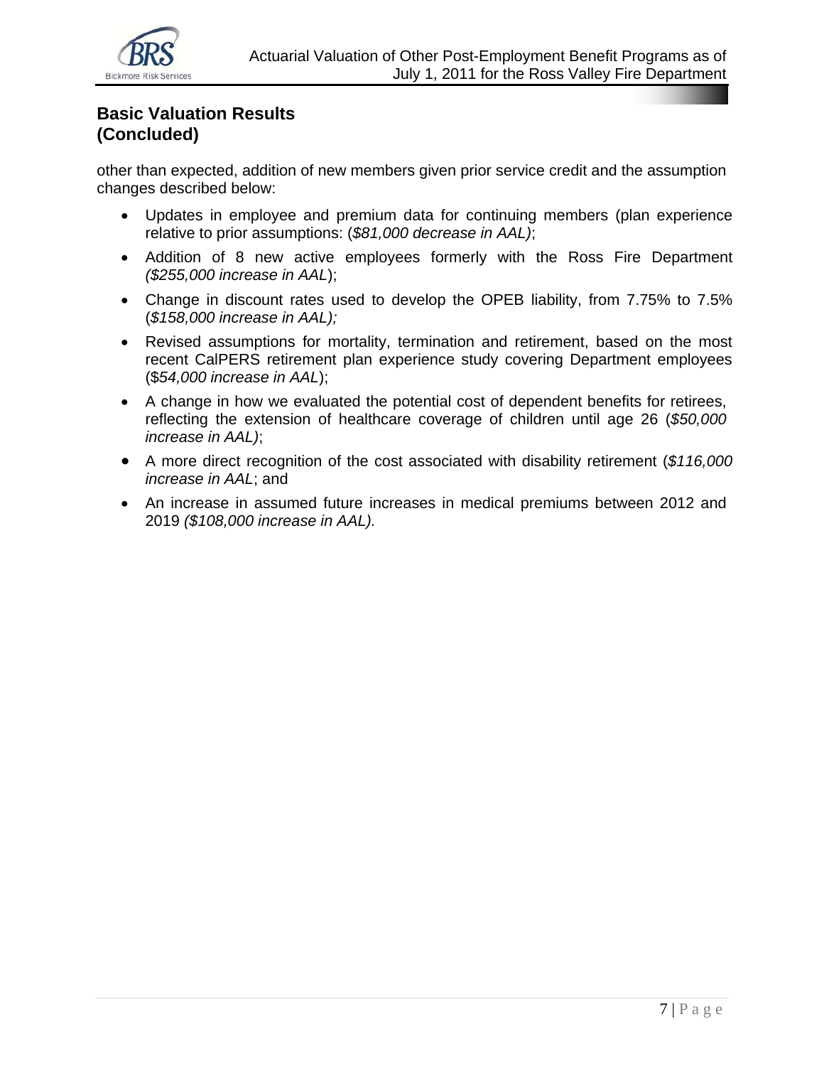## Basic Valuation Results (Concluded)

other than expected, addition of new members given prior service credit and the assumption changes described below:

- Updates in employee and premium data for continuing members (plan experience relative to prior assumptions: (*$81,000 decrease in AAL)*;
- Addition of 8 new active employees formerly with the Ross Fire Department *($255,000 increase in AAL*);
- Change in discount rates used to develop the OPEB liability, from 7.75% to 7.5% (*$158,000 increase in AAL);*
- Revised assumptions for mortality, termination and retirement, based on the most recent CalPERS retirement plan experience study covering Department employees ($*54,000 increase in AAL*);
- A change in how we evaluated the potential cost of dependent benefits for retirees, reflecting the extension of healthcare coverage of children until age 26 (*$50,000 increase in AAL)*;
- A more direct recognition of the cost associated with disability retirement (*$116,000 increase in AAL*; and
- An increase in assumed future increases in medical premiums between 2012 and 2019 *($108,000 increase in AAL).*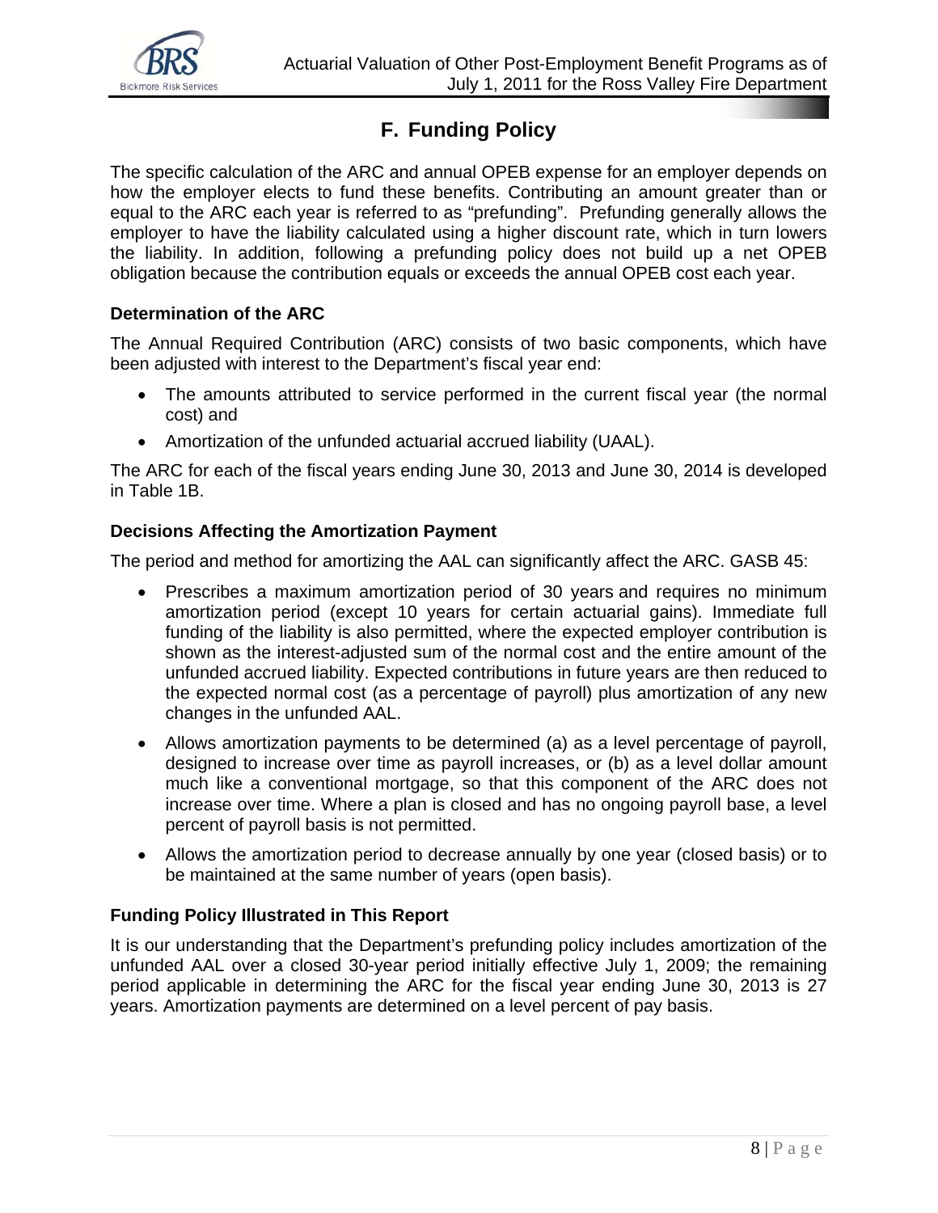## F. Funding Policy

The specific calculation of the ARC and annual OPEB expense for an employer depends on how the employer elects to fund these benefits. Contributing an amount greater than or equal to the ARC each year is referred to as "prefunding". Prefunding generally allows the employer to have the liability calculated using a higher discount rate, which in turn lowers the liability. In addition, following a prefunding policy does not build up a net OPEB obligation because the contribution equals or exceeds the annual OPEB cost each year.

### Determination of the ARC

The Annual Required Contribution (ARC) consists of two basic components, which have been adjusted with interest to the Department's fiscal year end:

- The amounts attributed to service performed in the current fiscal year (the normal cost) and
- Amortization of the unfunded actuarial accrued liability (UAAL).

The ARC for each of the fiscal years ending June 30, 2013 and June 30, 2014 is developed in Table 1B.

### Decisions Affecting the Amortization Payment

The period and method for amortizing the AAL can significantly affect the ARC. GASB 45:

- Prescribes a maximum amortization period of 30 years and requires no minimum amortization period (except 10 years for certain actuarial gains). Immediate full funding of the liability is also permitted, where the expected employer contribution is shown as the interest-adjusted sum of the normal cost and the entire amount of the unfunded accrued liability. Expected contributions in future years are then reduced to the expected normal cost (as a percentage of payroll) plus amortization of any new changes in the unfunded AAL.
- Allows amortization payments to be determined (a) as a level percentage of payroll, designed to increase over time as payroll increases, or (b) as a level dollar amount much like a conventional mortgage, so that this component of the ARC does not increase over time. Where a plan is closed and has no ongoing payroll base, a level percent of payroll basis is not permitted.
- Allows the amortization period to decrease annually by one year (closed basis) or to be maintained at the same number of years (open basis).

### Funding Policy Illustrated in This Report

It is our understanding that the Department's prefunding policy includes amortization of the unfunded AAL over a closed 30-year period initially effective July 1, 2009; the remaining period applicable in determining the ARC for the fiscal year ending June 30, 2013 is 27 years. Amortization payments are determined on a level percent of pay basis.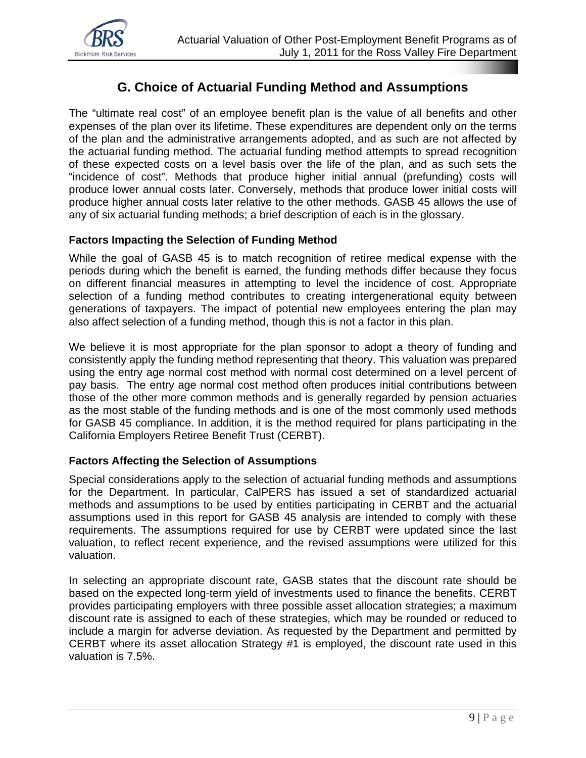## G. Choice of Actuarial Funding Method and Assumptions

The “ultimate real cost” of an employee benefit plan is the value of all benefits and other expenses of the plan over its lifetime. These expenditures are dependent only on the terms of the plan and the administrative arrangements adopted, and as such are not affected by the actuarial funding method. The actuarial funding method attempts to spread recognition of these expected costs on a level basis over the life of the plan, and as such sets the “incidence of cost”. Methods that produce higher initial annual (prefunding) costs will produce lower annual costs later. Conversely, methods that produce lower initial costs will produce higher annual costs later relative to the other methods. GASB 45 allows the use of any of six actuarial funding methods; a brief description of each is in the glossary.

### Factors Impacting the Selection of Funding Method

While the goal of GASB 45 is to match recognition of retiree medical expense with the periods during which the benefit is earned, the funding methods differ because they focus on different financial measures in attempting to level the incidence of cost. Appropriate selection of a funding method contributes to creating intergenerational equity between generations of taxpayers. The impact of potential new employees entering the plan may also affect selection of a funding method, though this is not a factor in this plan.

We believe it is most appropriate for the plan sponsor to adopt a theory of funding and consistently apply the funding method representing that theory. This valuation was prepared using the entry age normal cost method with normal cost determined on a level percent of pay basis. The entry age normal cost method often produces initial contributions between those of the other more common methods and is generally regarded by pension actuaries as the most stable of the funding methods and is one of the most commonly used methods for GASB 45 compliance. In addition, it is the method required for plans participating in the California Employers Retiree Benefit Trust (CERBT).

### Factors Affecting the Selection of Assumptions

Special considerations apply to the selection of actuarial funding methods and assumptions for the Department. In particular, CalPERS has issued a set of standardized actuarial methods and assumptions to be used by entities participating in CERBT and the actuarial assumptions used in this report for GASB 45 analysis are intended to comply with these requirements. The assumptions required for use by CERBT were updated since the last valuation, to reflect recent experience, and the revised assumptions were utilized for this valuation.

In selecting an appropriate discount rate, GASB states that the discount rate should be based on the expected long-term yield of investments used to finance the benefits. CERBT provides participating employers with three possible asset allocation strategies; a maximum discount rate is assigned to each of these strategies, which may be rounded or reduced to include a margin for adverse deviation. As requested by the Department and permitted by CERBT where its asset allocation Strategy #1 is employed, the discount rate used in this valuation is 7.5%.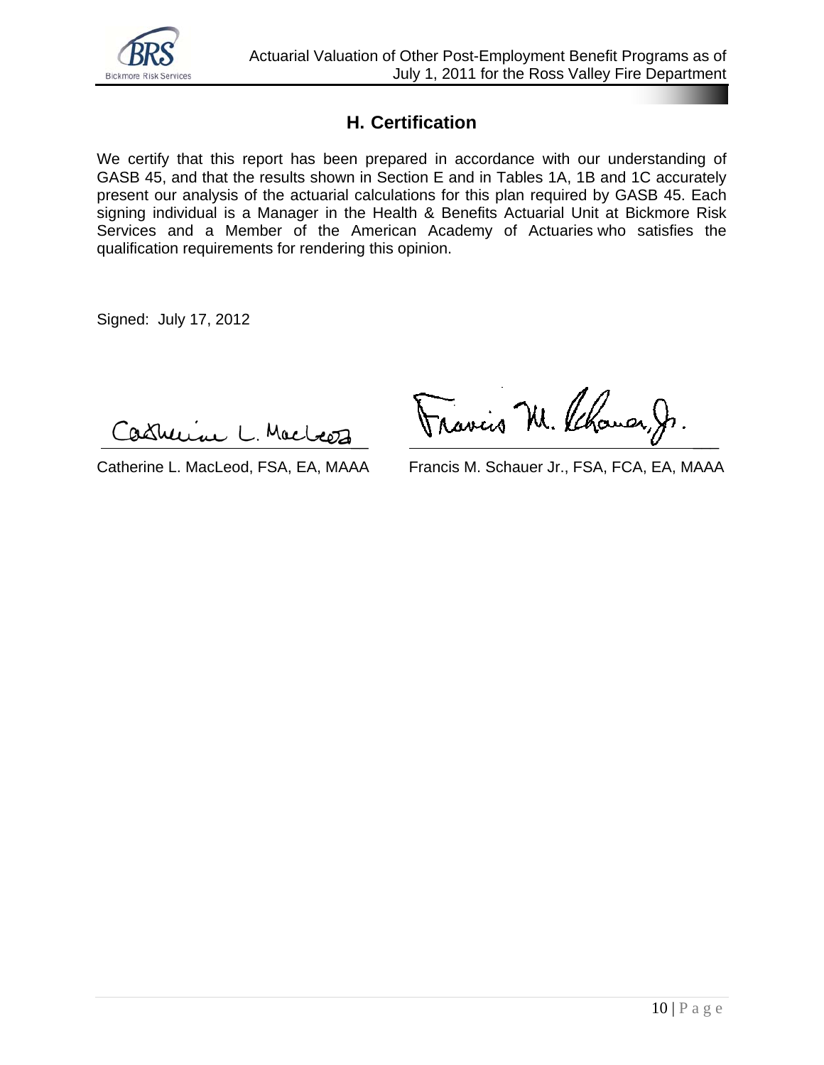## H. Certification

We certify that this report has been prepared in accordance with our understanding of GASB 45, and that the results shown in Section E and in Tables 1A, 1B and 1C accurately present our analysis of the actuarial calculations for this plan required by GASB 45. Each signing individual is a Manager in the Health & Benefits Actuarial Unit at Bickmore Risk Services and a Member of the American Academy of Actuaries who satisfies the qualification requirements for rendering this opinion.

Signed: July 17, 2012

| Catherine L. MacLeod, FSA, EA, MAAA | Francis M. Schauer Jr., FSA, FCA, EA, MAAA |
|---|---|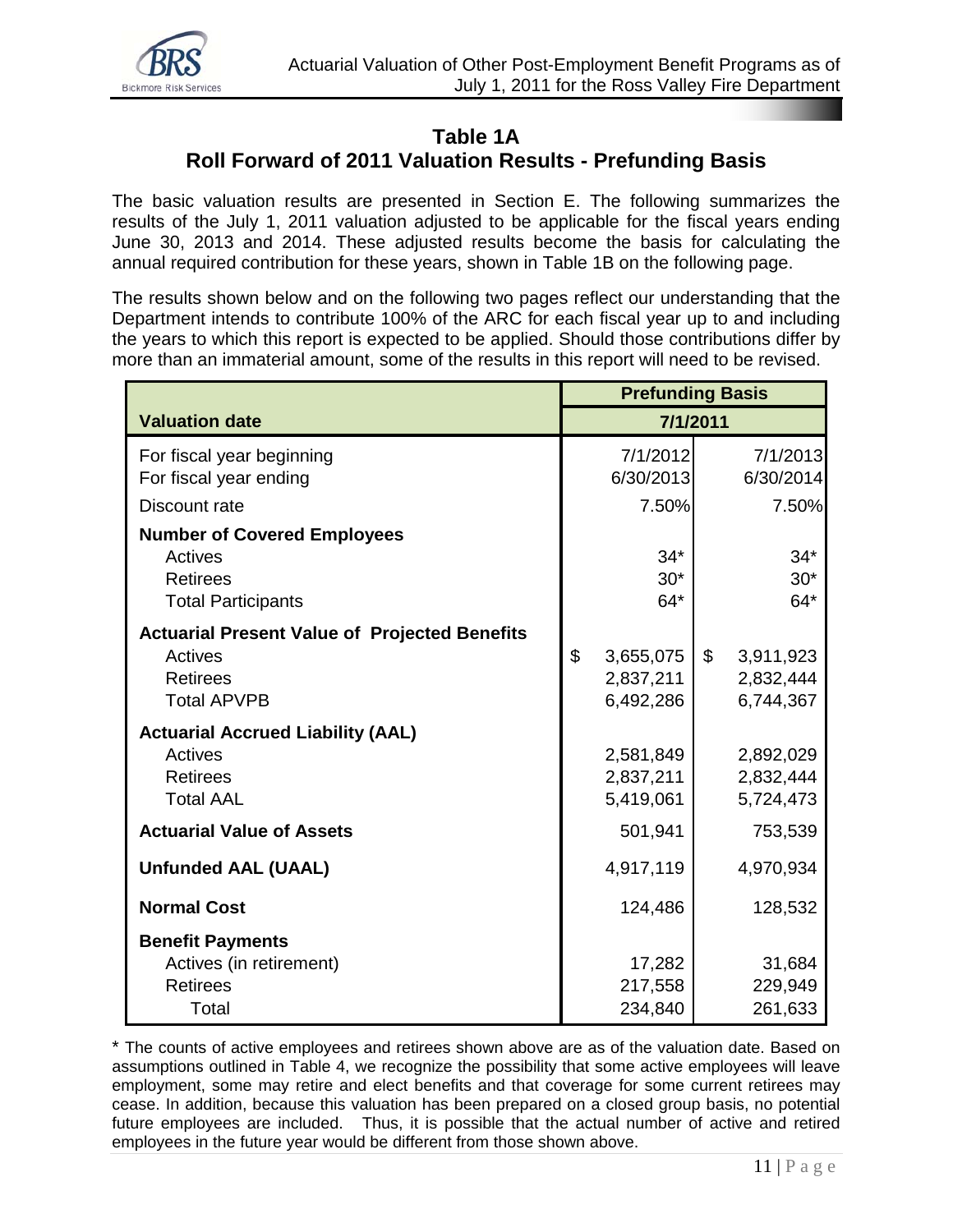## Table 1A
## Roll Forward of 2011 Valuation Results - Prefunding Basis

The basic valuation results are presented in Section E. The following summarizes the results of the July 1, 2011 valuation adjusted to be applicable for the fiscal years ending June 30, 2013 and 2014. These adjusted results become the basis for calculating the annual required contribution for these years, shown in Table 1B on the following page.

The results shown below and on the following two pages reflect our understanding that the Department intends to contribute 100% of the ARC for each fiscal year up to and including the years to which this report is expected to be applied. Should those contributions differ by more than an immaterial amount, some of the results in this report will need to be revised.

| | Prefunding Basis | |
|---|---|---|
| **Valuation date** | **7/1/2011** | |
| For fiscal year beginning | 7/1/2012 | 7/1/2013 |
| For fiscal year ending | 6/30/2013 | 6/30/2014 |
| Discount rate | 7.50% | 7.50% |
| **Number of Covered Employees** | | |
| Actives | 34* | 34* |
| Retirees | 30* | 30* |
| Total Participants | 64* | 64* |
| **Actuarial Present Value of Projected Benefits** | | |
| Actives | $ 3,655,075 | $ 3,911,923 |
| Retirees | 2,837,211 | 2,832,444 |
| Total APVPB | 6,492,286 | 6,744,367 |
| **Actuarial Accrued Liability (AAL)** | | |
| Actives | 2,581,849 | 2,892,029 |
| Retirees | 2,837,211 | 2,832,444 |
| Total AAL | 5,419,061 | 5,724,473 |
| **Actuarial Value of Assets** | 501,941 | 753,539 |
| **Unfunded AAL (UAAL)** | 4,917,119 | 4,970,934 |
| **Normal Cost** | 124,486 | 128,532 |
| **Benefit Payments** | | |
| Actives (in retirement) | 17,282 | 31,684 |
| Retirees | 217,558 | 229,949 |
| Total | 234,840 | 261,633 |

* The counts of active employees and retirees shown above are as of the valuation date. Based on assumptions outlined in Table 4, we recognize the possibility that some active employees will leave employment, some may retire and elect benefits and that coverage for some current retirees may cease. In addition, because this valuation has been prepared on a closed group basis, no potential future employees are included. Thus, it is possible that the actual number of active and retired employees in the future year would be different from those shown above.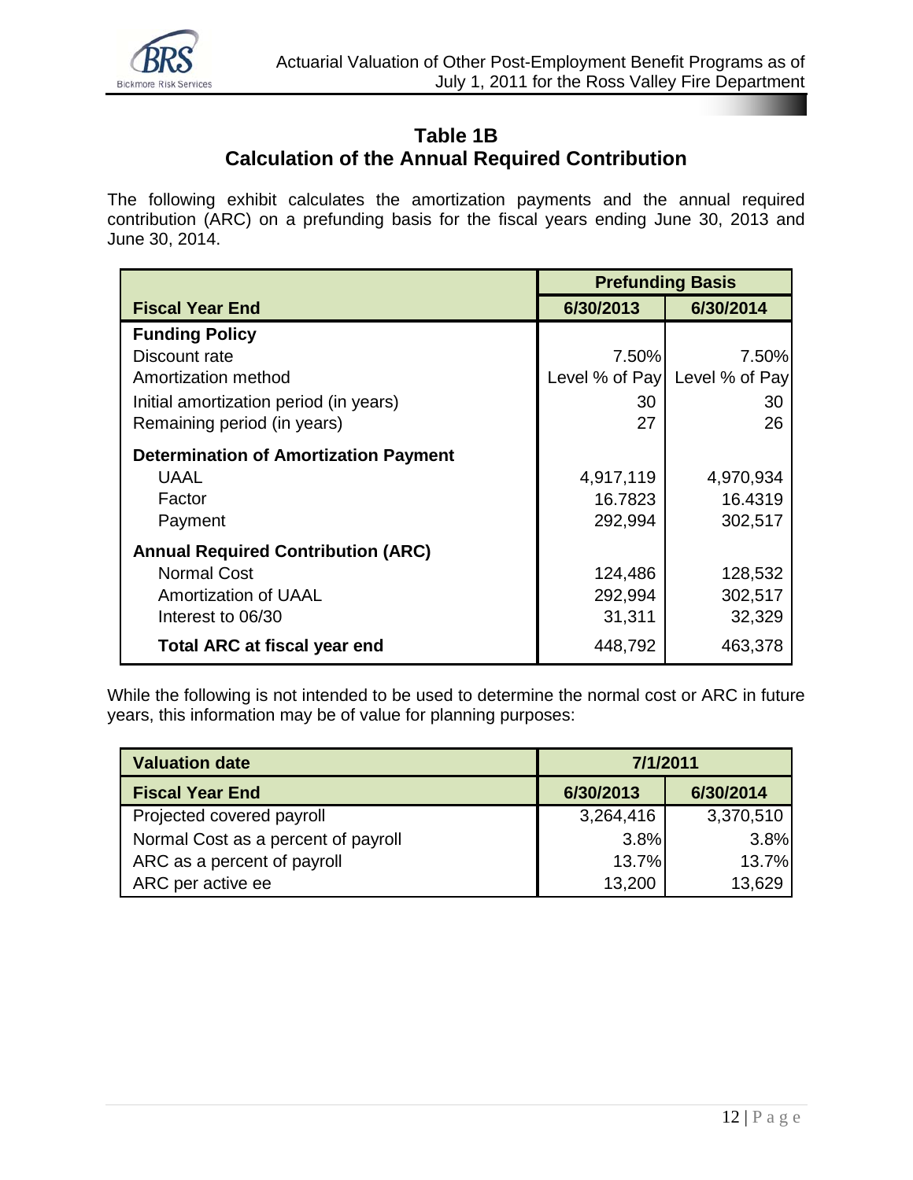## Table 1B
## Calculation of the Annual Required Contribution

The following exhibit calculates the amortization payments and the annual required contribution (ARC) on a prefunding basis for the fiscal years ending June 30, 2013 and June 30, 2014.

| | Prefunding Basis | |
|---|---|---|
| **Fiscal Year End** | **6/30/2013** | **6/30/2014** |
| **Funding Policy** | | |
| Discount rate | 7.50% | 7.50% |
| Amortization method | Level % of Pay | Level % of Pay |
| Initial amortization period (in years) | 30 | 30 |
| Remaining period (in years) | 27 | 26 |
| **Determination of Amortization Payment** | | |
| UAAL | 4,917,119 | 4,970,934 |
| Factor | 16.7823 | 16.4319 |
| Payment | 292,994 | 302,517 |
| **Annual Required Contribution (ARC)** | | |
| Normal Cost | 124,486 | 128,532 |
| Amortization of UAAL | 292,994 | 302,517 |
| Interest to 06/30 | 31,311 | 32,329 |
| **Total ARC at fiscal year end** | 448,792 | 463,378 |

While the following is not intended to be used to determine the normal cost or ARC in future years, this information may be of value for planning purposes:

| **Valuation date** | 7/1/2011 | |
|---|---|---|
| **Fiscal Year End** | **6/30/2013** | **6/30/2014** |
| Projected covered payroll | 3,264,416 | 3,370,510 |
| Normal Cost as a percent of payroll | 3.8% | 3.8% |
| ARC as a percent of payroll | 13.7% | 13.7% |
| ARC per active ee | 13,200 | 13,629 |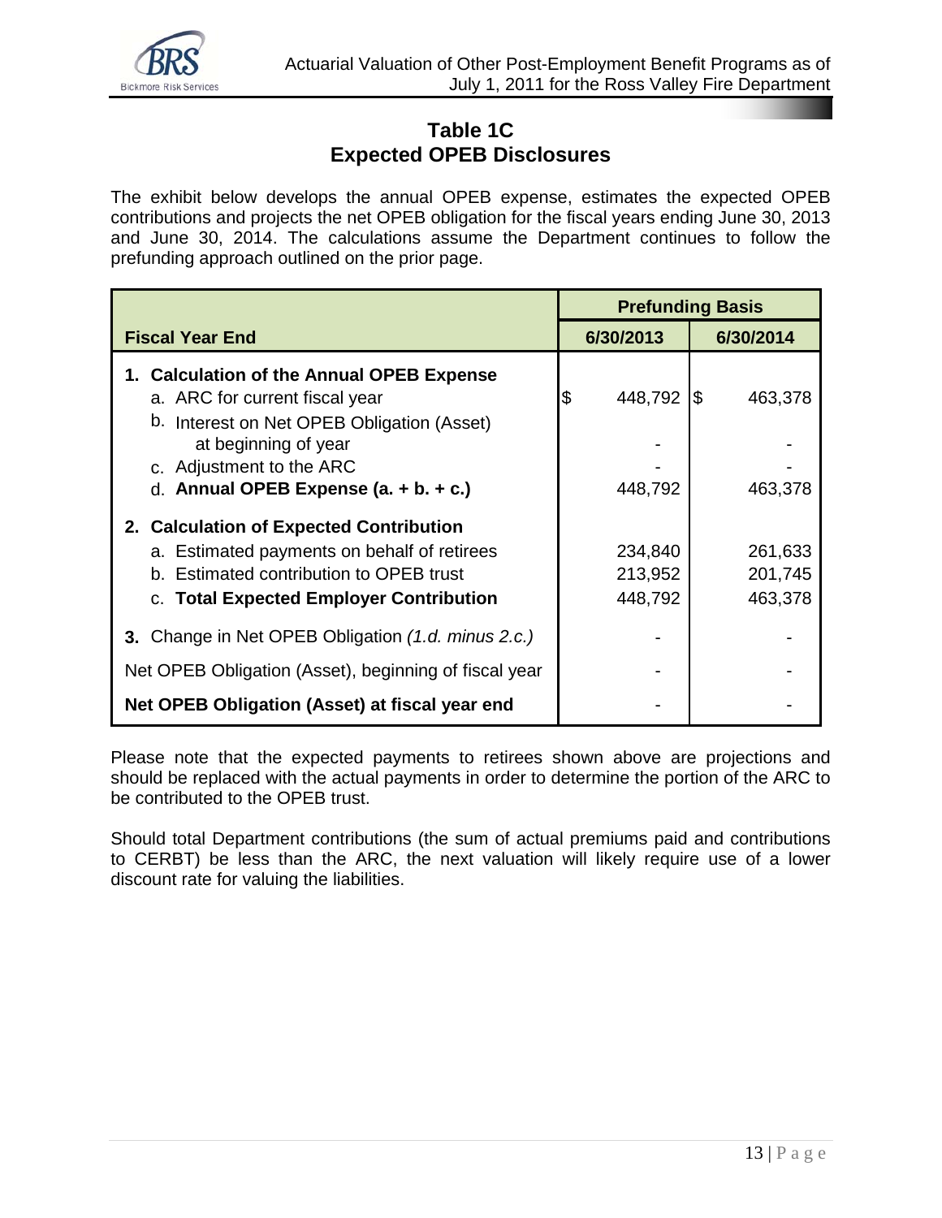## Table 1C
## Expected OPEB Disclosures

The exhibit below develops the annual OPEB expense, estimates the expected OPEB contributions and projects the net OPEB obligation for the fiscal years ending June 30, 2013 and June 30, 2014. The calculations assume the Department continues to follow the prefunding approach outlined on the prior page.

| | Prefunding Basis | |
|---|---|---|
| **Fiscal Year End** | **6/30/2013** | **6/30/2014** |
| **1. Calculation of the Annual OPEB Expense** | | |
| a. ARC for current fiscal year | $ 448,792 | $ 463,378 |
| b. Interest on Net OPEB Obligation (Asset) at beginning of year | - | - |
| c. Adjustment to the ARC | - | - |
| d. **Annual OPEB Expense (a. + b. + c.)** | 448,792 | 463,378 |
| **2. Calculation of Expected Contribution** | | |
| a. Estimated payments on behalf of retirees | 234,840 | 261,633 |
| b. Estimated contribution to OPEB trust | 213,952 | 201,745 |
| c. **Total Expected Employer Contribution** | 448,792 | 463,378 |
| **3.** Change in Net OPEB Obligation *(1.d. minus 2.c.)* | - | - |
| Net OPEB Obligation (Asset), beginning of fiscal year | - | - |
| **Net OPEB Obligation (Asset) at fiscal year end** | - | - |

Please note that the expected payments to retirees shown above are projections and should be replaced with the actual payments in order to determine the portion of the ARC to be contributed to the OPEB trust.

Should total Department contributions (the sum of actual premiums paid and contributions to CERBT) be less than the ARC, the next valuation will likely require use of a lower discount rate for valuing the liabilities.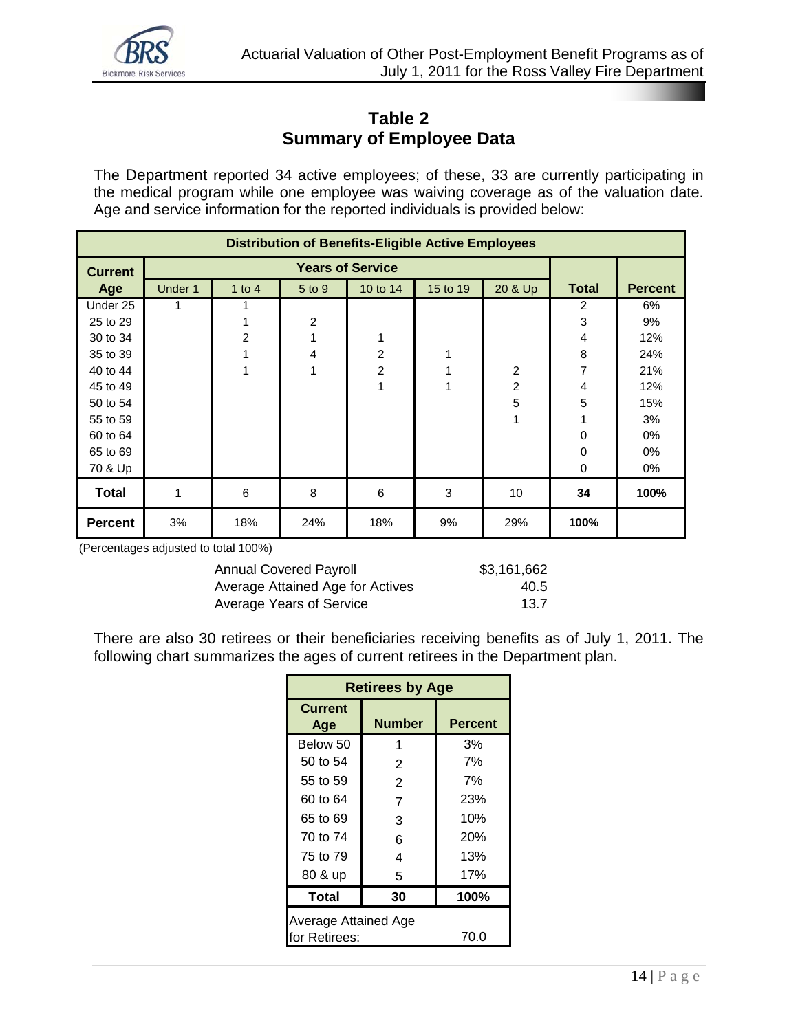# Table 2
## Summary of Employee Data

The Department reported 34 active employees; of these, 33 are currently participating in the medical program while one employee was waiving coverage as of the valuation date. Age and service information for the reported individuals is provided below:

| Distribution of Benefits-Eligible Active Employees | | | | | | | | |
|---|---|---|---|---|---|---|---|---|
| **Current Age** | **Years of Service** | | | | | | **Total** | **Percent** |
| | Under 1 | 1 to 4 | 5 to 9 | 10 to 14 | 15 to 19 | 20 & Up | | |
| Under 25 | 1 | 1 | | | | | 2 | 6% |
| 25 to 29 | | 1 | 2 | | | | 3 | 9% |
| 30 to 34 | | 2 | 1 | 1 | | | 4 | 12% |
| 35 to 39 | | 1 | 4 | 2 | 1 | | 8 | 24% |
| 40 to 44 | | 1 | 1 | 2 | 1 | 2 | 7 | 21% |
| 45 to 49 | | | | 1 | 1 | 2 | 4 | 12% |
| 50 to 54 | | | | | | 5 | 5 | 15% |
| 55 to 59 | | | | | | 1 | 1 | 3% |
| 60 to 64 | | | | | | | 0 | 0% |
| 65 to 69 | | | | | | | 0 | 0% |
| 70 & Up | | | | | | | 0 | 0% |
| **Total** | 1 | 6 | 8 | 6 | 3 | 10 | **34** | **100%** |
| **Percent** | 3% | 18% | 24% | 18% | 9% | 29% | **100%** | |

(Percentages adjusted to total 100%)

| | |
|---|---|
| Annual Covered Payroll | $3,161,662 |
| Average Attained Age for Actives | 40.5 |
| Average Years of Service | 13.7 |

There are also 30 retirees or their beneficiaries receiving benefits as of July 1, 2011. The following chart summarizes the ages of current retirees in the Department plan.

| Retirees by Age | | |
|---|---|---|
| **Current Age** | **Number** | **Percent** |
| Below 50 | 1 | 3% |
| 50 to 54 | 2 | 7% |
| 55 to 59 | 2 | 7% |
| 60 to 64 | 7 | 23% |
| 65 to 69 | 3 | 10% |
| 70 to 74 | 6 | 20% |
| 75 to 79 | 4 | 13% |
| 80 & up | 5 | 17% |
| **Total** | **30** | **100%** |
| Average Attained Age for Retirees: | | 70.0 |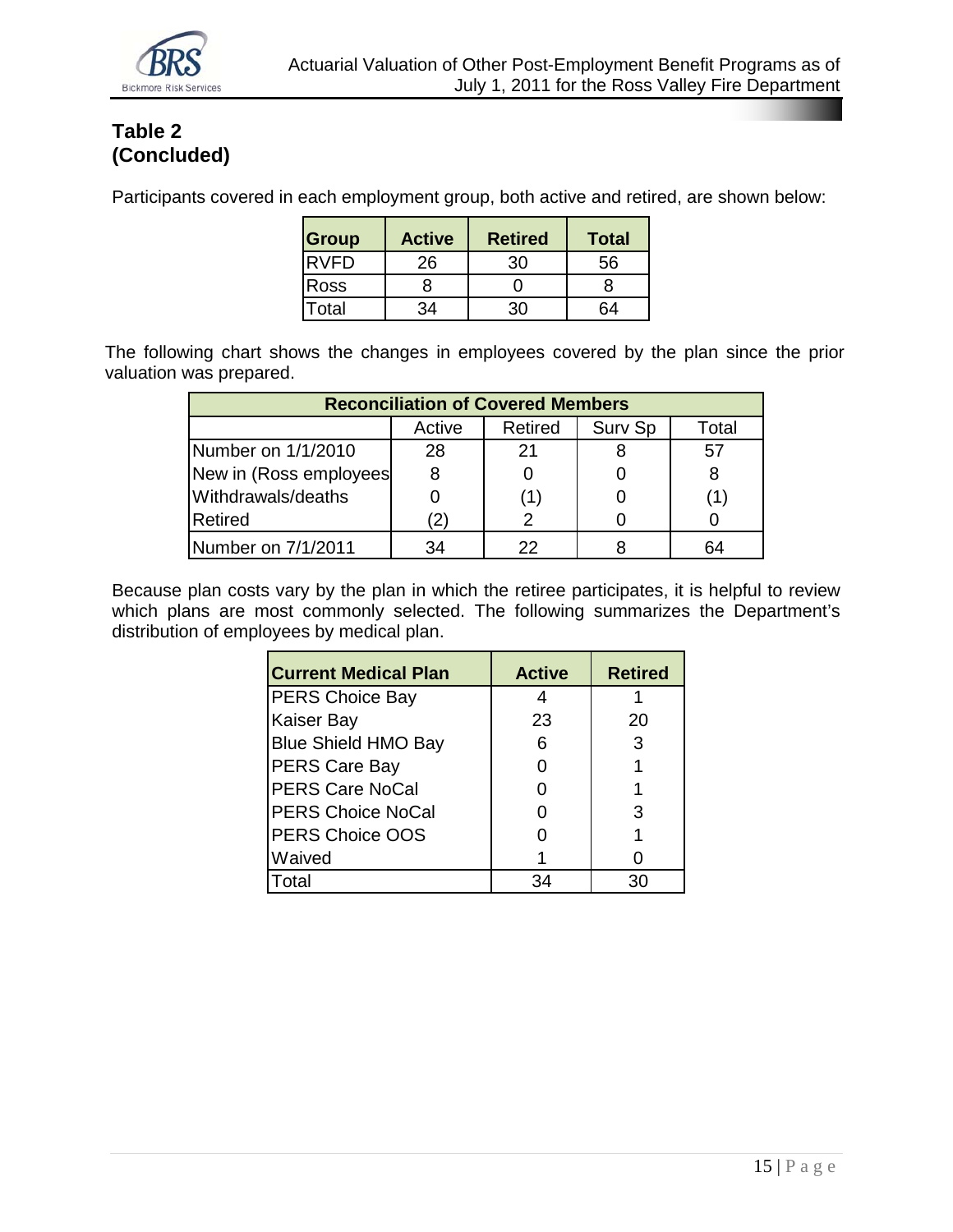## Table 2 (Concluded)

Participants covered in each employment group, both active and retired, are shown below:

| Group | Active | Retired | Total |
|---|---|---|---|
| RVFD | 26 | 30 | 56 |
| Ross | 8 | 0 | 8 |
| Total | 34 | 30 | 64 |

The following chart shows the changes in employees covered by the plan since the prior valuation was prepared.

| Reconciliation of Covered Members | | | | |
|---|---|---|---|---|
| | Active | Retired | Surv Sp | Total |
| Number on 1/1/2010 | 28 | 21 | 8 | 57 |
| New in (Ross employees | 8 | 0 | 0 | 8 |
| Withdrawals/deaths | 0 | (1) | 0 | (1) |
| Retired | (2) | 2 | 0 | 0 |
| Number on 7/1/2011 | 34 | 22 | 8 | 64 |

Because plan costs vary by the plan in which the retiree participates, it is helpful to review which plans are most commonly selected. The following summarizes the Department's distribution of employees by medical plan.

| Current Medical Plan | Active | Retired |
|---|---|---|
| PERS Choice Bay | 4 | 1 |
| Kaiser Bay | 23 | 20 |
| Blue Shield HMO Bay | 6 | 3 |
| PERS Care Bay | 0 | 1 |
| PERS Care NoCal | 0 | 1 |
| PERS Choice NoCal | 0 | 3 |
| PERS Choice OOS | 0 | 1 |
| Waived | 1 | 0 |
| Total | 34 | 30 |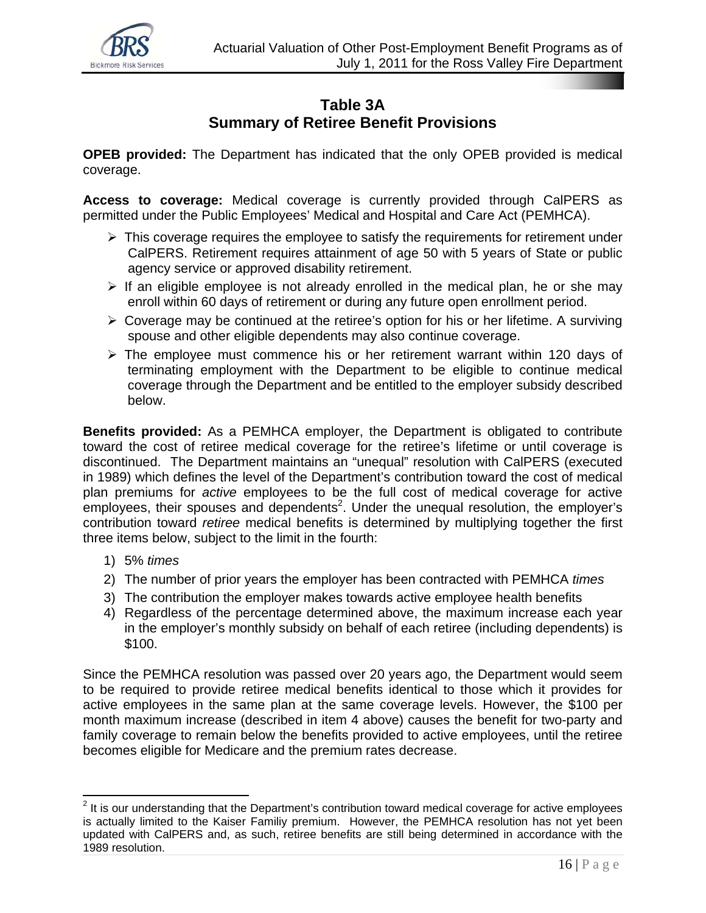## Table 3A
## Summary of Retiree Benefit Provisions

**OPEB provided:** The Department has indicated that the only OPEB provided is medical coverage.

**Access to coverage:** Medical coverage is currently provided through CalPERS as permitted under the Public Employees' Medical and Hospital and Care Act (PEMHCA).

- This coverage requires the employee to satisfy the requirements for retirement under CalPERS. Retirement requires attainment of age 50 with 5 years of State or public agency service or approved disability retirement.
- If an eligible employee is not already enrolled in the medical plan, he or she may enroll within 60 days of retirement or during any future open enrollment period.
- Coverage may be continued at the retiree's option for his or her lifetime. A surviving spouse and other eligible dependents may also continue coverage.
- The employee must commence his or her retirement warrant within 120 days of terminating employment with the Department to be eligible to continue medical coverage through the Department and be entitled to the employer subsidy described below.

**Benefits provided:** As a PEMHCA employer, the Department is obligated to contribute toward the cost of retiree medical coverage for the retiree's lifetime or until coverage is discontinued. The Department maintains an "unequal" resolution with CalPERS (executed in 1989) which defines the level of the Department's contribution toward the cost of medical plan premiums for *active* employees to be the full cost of medical coverage for active employees, their spouses and dependents[2]. Under the unequal resolution, the employer's contribution toward *retiree* medical benefits is determined by multiplying together the first three items below, subject to the limit in the fourth:

1) 5% *times*
2) The number of prior years the employer has been contracted with PEMHCA *times*
3) The contribution the employer makes towards active employee health benefits
4) Regardless of the percentage determined above, the maximum increase each year in the employer's monthly subsidy on behalf of each retiree (including dependents) is $100.

Since the PEMHCA resolution was passed over 20 years ago, the Department would seem to be required to provide retiree medical benefits identical to those which it provides for active employees in the same plan at the same coverage levels. However, the $100 per month maximum increase (described in item 4 above) causes the benefit for two-party and family coverage to remain below the benefits provided to active employees, until the retiree becomes eligible for Medicare and the premium rates decrease.

---

[2] It is our understanding that the Department's contribution toward medical coverage for active employees is actually limited to the Kaiser Familiy premium. However, the PEMHCA resolution has not yet been updated with CalPERS and, as such, retiree benefits are still being determined in accordance with the 1989 resolution.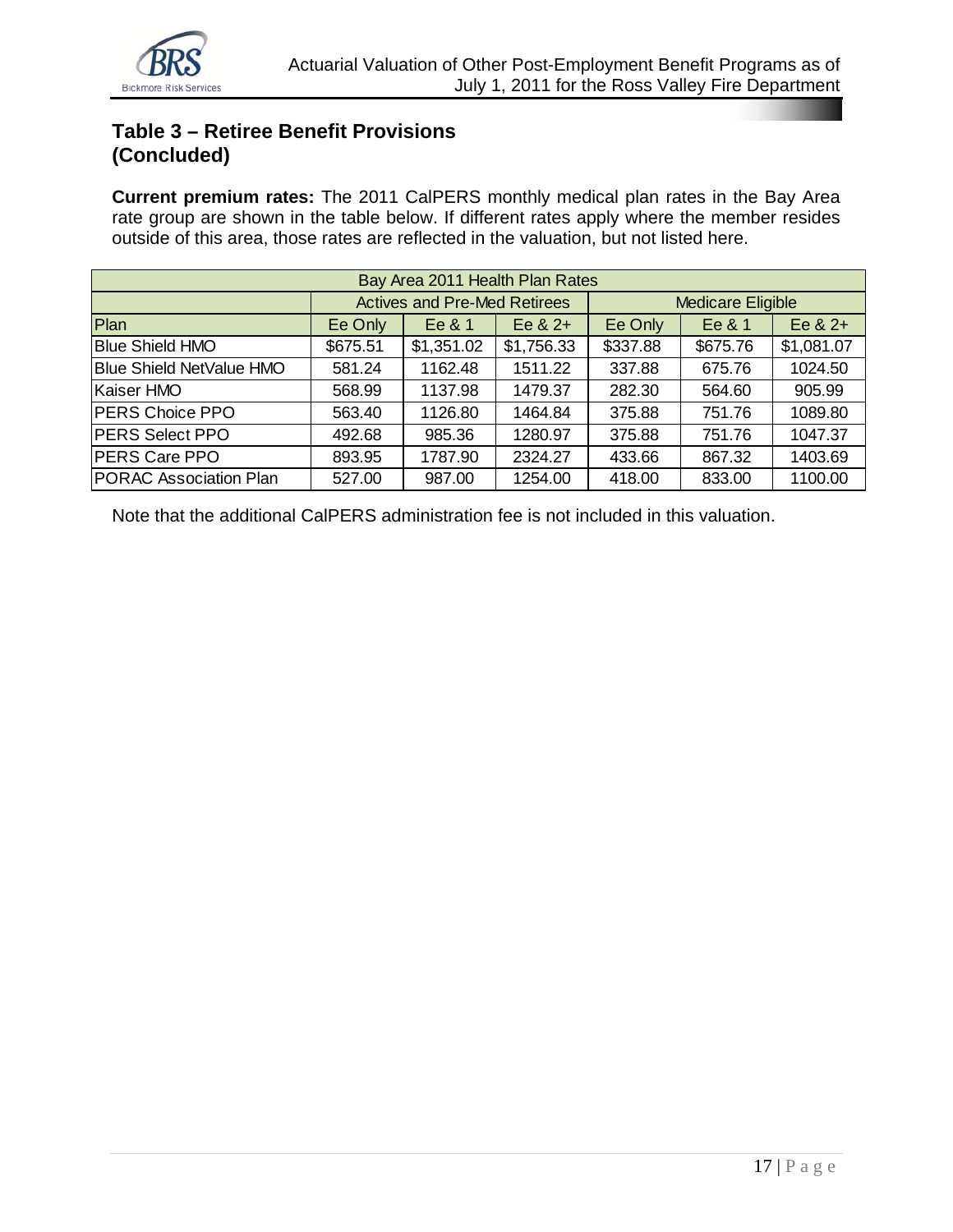## Table 3 – Retiree Benefit Provisions (Concluded)

**Current premium rates:** The 2011 CalPERS monthly medical plan rates in the Bay Area rate group are shown in the table below. If different rates apply where the member resides outside of this area, those rates are reflected in the valuation, but not listed here.

| Bay Area 2011 Health Plan Rates | | | | | | |
|---|---|---|---|---|---|---|
| | Actives and Pre-Med Retirees | | | Medicare Eligible | | |
| Plan | Ee Only | Ee & 1 | Ee & 2+ | Ee Only | Ee & 1 | Ee & 2+ |
| Blue Shield HMO | $675.51 | $1,351.02 | $1,756.33 | $337.88 | $675.76 | $1,081.07 |
| Blue Shield NetValue HMO | 581.24 | 1162.48 | 1511.22 | 337.88 | 675.76 | 1024.50 |
| Kaiser HMO | 568.99 | 1137.98 | 1479.37 | 282.30 | 564.60 | 905.99 |
| PERS Choice PPO | 563.40 | 1126.80 | 1464.84 | 375.88 | 751.76 | 1089.80 |
| PERS Select PPO | 492.68 | 985.36 | 1280.97 | 375.88 | 751.76 | 1047.37 |
| PERS Care PPO | 893.95 | 1787.90 | 2324.27 | 433.66 | 867.32 | 1403.69 |
| PORAC Association Plan | 527.00 | 987.00 | 1254.00 | 418.00 | 833.00 | 1100.00 |

Note that the additional CalPERS administration fee is not included in this valuation.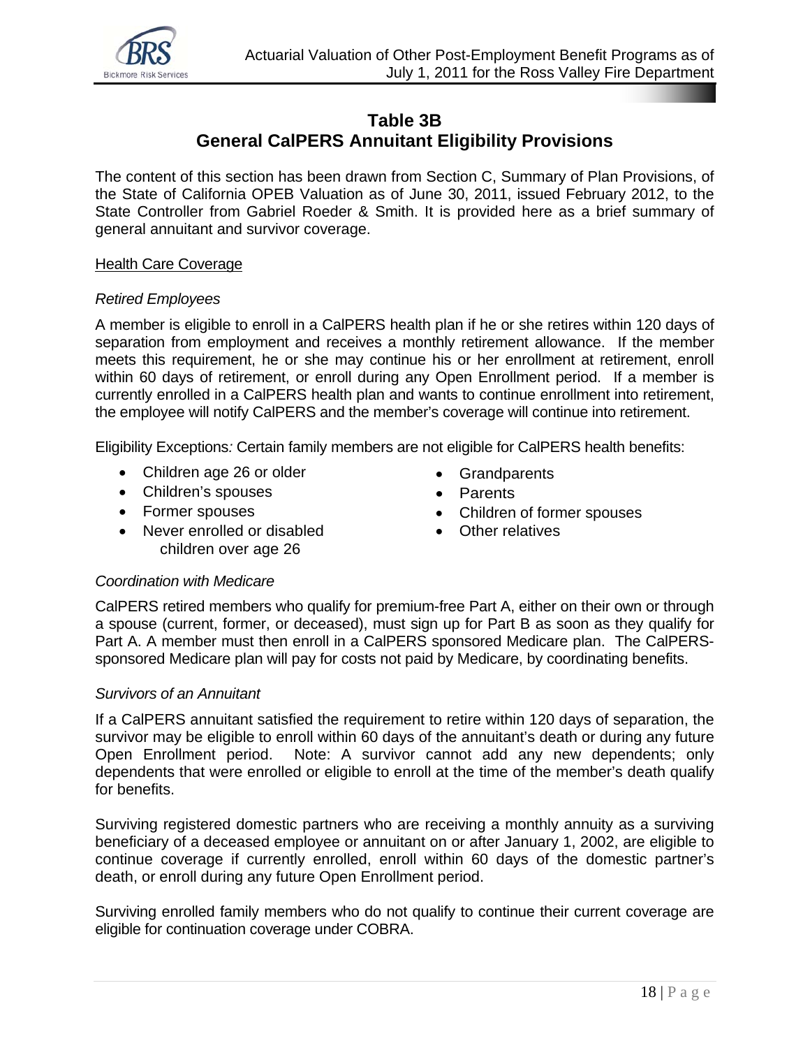## Table 3B
## General CalPERS Annuitant Eligibility Provisions

The content of this section has been drawn from Section C, Summary of Plan Provisions, of the State of California OPEB Valuation as of June 30, 2011, issued February 2012, to the State Controller from Gabriel Roeder & Smith. It is provided here as a brief summary of general annuitant and survivor coverage.

<u>Health Care Coverage</u>

*Retired Employees*

A member is eligible to enroll in a CalPERS health plan if he or she retires within 120 days of separation from employment and receives a monthly retirement allowance. If the member meets this requirement, he or she may continue his or her enrollment at retirement, enroll within 60 days of retirement, or enroll during any Open Enrollment period. If a member is currently enrolled in a CalPERS health plan and wants to continue enrollment into retirement, the employee will notify CalPERS and the member's coverage will continue into retirement.

Eligibility Exceptions*:* Certain family members are not eligible for CalPERS health benefits:

- Children age 26 or older
- Children's spouses
- Former spouses
- Never enrolled or disabled children over age 26
- Grandparents
- Parents
- Children of former spouses
- Other relatives

*Coordination with Medicare*

CalPERS retired members who qualify for premium-free Part A, either on their own or through a spouse (current, former, or deceased), must sign up for Part B as soon as they qualify for Part A. A member must then enroll in a CalPERS sponsored Medicare plan. The CalPERS-sponsored Medicare plan will pay for costs not paid by Medicare, by coordinating benefits.

*Survivors of an Annuitant*

If a CalPERS annuitant satisfied the requirement to retire within 120 days of separation, the survivor may be eligible to enroll within 60 days of the annuitant's death or during any future Open Enrollment period. Note: A survivor cannot add any new dependents; only dependents that were enrolled or eligible to enroll at the time of the member's death qualify for benefits.

Surviving registered domestic partners who are receiving a monthly annuity as a surviving beneficiary of a deceased employee or annuitant on or after January 1, 2002, are eligible to continue coverage if currently enrolled, enroll within 60 days of the domestic partner's death, or enroll during any future Open Enrollment period.

Surviving enrolled family members who do not qualify to continue their current coverage are eligible for continuation coverage under COBRA.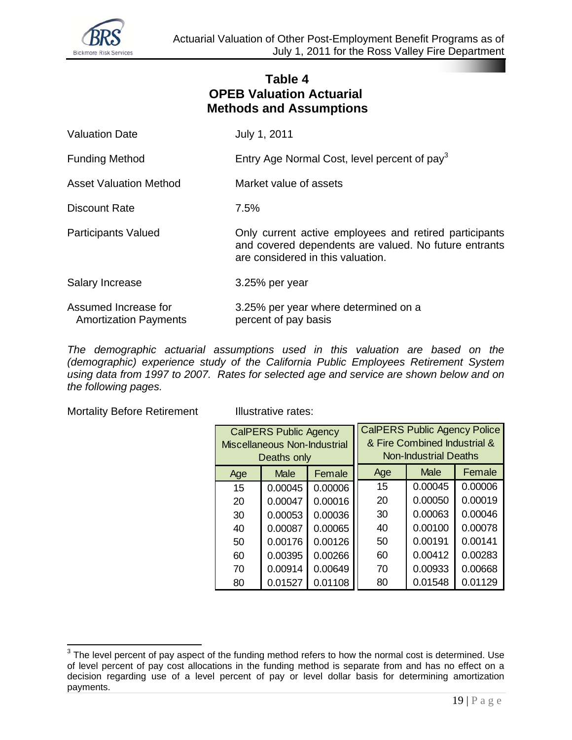## Table 4
## OPEB Valuation Actuarial Methods and Assumptions

| | |
|---|---|
| Valuation Date | July 1, 2011 |
| Funding Method | Entry Age Normal Cost, level percent of pay[3] |
| Asset Valuation Method | Market value of assets |
| Discount Rate | 7.5% |
| Participants Valued | Only current active employees and retired participants and covered dependents are valued. No future entrants are considered in this valuation. |
| Salary Increase | 3.25% per year |
| Assumed Increase for Amortization Payments | 3.25% per year where determined on a percent of pay basis |

*The demographic actuarial assumptions used in this valuation are based on the (demographic) experience study of the California Public Employees Retirement System using data from 1997 to 2007. Rates for selected age and service are shown below and on the following pages.*

Mortality Before Retirement — Illustrative rates:

| CalPERS Public Agency Miscellaneous Non-Industrial Deaths only | | | CalPERS Public Agency Police & Fire Combined Industrial & Non-Industrial Deaths | | |
|---|---|---|---|---|---|
| Age | Male | Female | Age | Male | Female |
| 15 | 0.00045 | 0.00006 | 15 | 0.00045 | 0.00006 |
| 20 | 0.00047 | 0.00016 | 20 | 0.00050 | 0.00019 |
| 30 | 0.00053 | 0.00036 | 30 | 0.00063 | 0.00046 |
| 40 | 0.00087 | 0.00065 | 40 | 0.00100 | 0.00078 |
| 50 | 0.00176 | 0.00126 | 50 | 0.00191 | 0.00141 |
| 60 | 0.00395 | 0.00266 | 60 | 0.00412 | 0.00283 |
| 70 | 0.00914 | 0.00649 | 70 | 0.00933 | 0.00668 |
| 80 | 0.01527 | 0.01108 | 80 | 0.01548 | 0.01129 |

[3] The level percent of pay aspect of the funding method refers to how the normal cost is determined. Use of level percent of pay cost allocations in the funding method is separate from and has no effect on a decision regarding use of a level percent of pay or level dollar basis for determining amortization payments.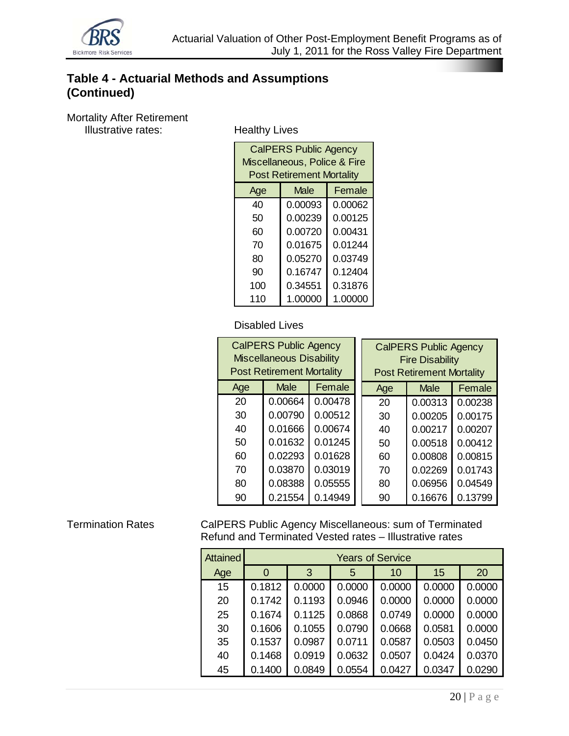## Table 4 - Actuarial Methods and Assumptions (Continued)

Mortality After Retirement
Illustrative rates:

Healthy Lives

| CalPERS Public Agency Miscellaneous, Police & Fire Post Retirement Mortality | | |
|---|---|---|
| Age | Male | Female |
| 40 | 0.00093 | 0.00062 |
| 50 | 0.00239 | 0.00125 |
| 60 | 0.00720 | 0.00431 |
| 70 | 0.01675 | 0.01244 |
| 80 | 0.05270 | 0.03749 |
| 90 | 0.16747 | 0.12404 |
| 100 | 0.34551 | 0.31876 |
| 110 | 1.00000 | 1.00000 |

Disabled Lives

| CalPERS Public Agency Miscellaneous Disability Post Retirement Mortality | | |
|---|---|---|
| Age | Male | Female |
| 20 | 0.00664 | 0.00478 |
| 30 | 0.00790 | 0.00512 |
| 40 | 0.01666 | 0.00674 |
| 50 | 0.01632 | 0.01245 |
| 60 | 0.02293 | 0.01628 |
| 70 | 0.03870 | 0.03019 |
| 80 | 0.08388 | 0.05555 |
| 90 | 0.21554 | 0.14949 |

| CalPERS Public Agency Fire Disability Post Retirement Mortality | | |
|---|---|---|
| Age | Male | Female |
| 20 | 0.00313 | 0.00238 |
| 30 | 0.00205 | 0.00175 |
| 40 | 0.00217 | 0.00207 |
| 50 | 0.00518 | 0.00412 |
| 60 | 0.00808 | 0.00815 |
| 70 | 0.02269 | 0.01743 |
| 80 | 0.06956 | 0.04549 |
| 90 | 0.16676 | 0.13799 |

Termination Rates

CalPERS Public Agency Miscellaneous: sum of Terminated Refund and Terminated Vested rates – Illustrative rates

| Attained | Years of Service | | | | | |
|---|---|---|---|---|---|---|
| Age | 0 | 3 | 5 | 10 | 15 | 20 |
| 15 | 0.1812 | 0.0000 | 0.0000 | 0.0000 | 0.0000 | 0.0000 |
| 20 | 0.1742 | 0.1193 | 0.0946 | 0.0000 | 0.0000 | 0.0000 |
| 25 | 0.1674 | 0.1125 | 0.0868 | 0.0749 | 0.0000 | 0.0000 |
| 30 | 0.1606 | 0.1055 | 0.0790 | 0.0668 | 0.0581 | 0.0000 |
| 35 | 0.1537 | 0.0987 | 0.0711 | 0.0587 | 0.0503 | 0.0450 |
| 40 | 0.1468 | 0.0919 | 0.0632 | 0.0507 | 0.0424 | 0.0370 |
| 45 | 0.1400 | 0.0849 | 0.0554 | 0.0427 | 0.0347 | 0.0290 |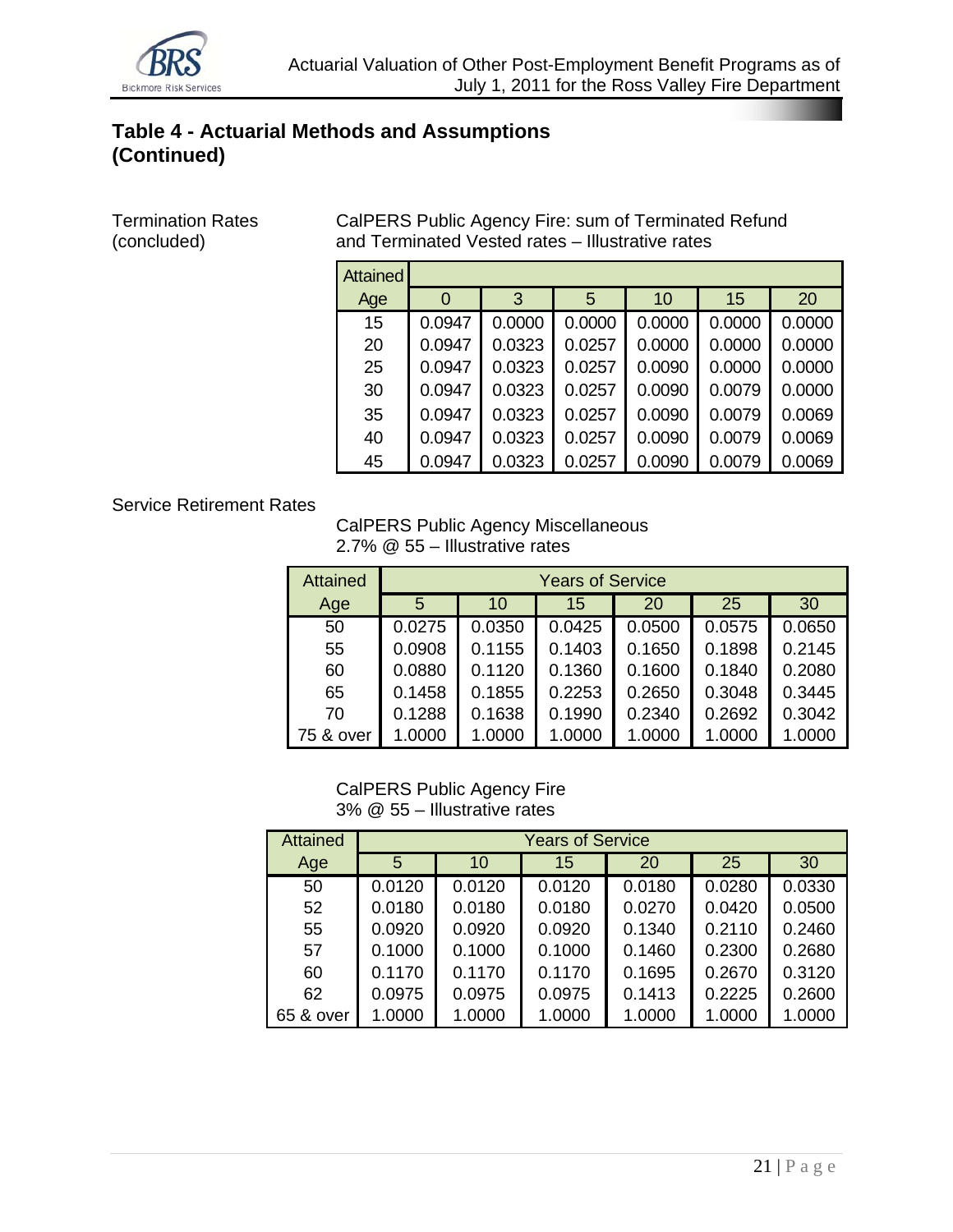## Table 4 - Actuarial Methods and Assumptions (Continued)

Termination Rates (concluded)

CalPERS Public Agency Fire: sum of Terminated Refund and Terminated Vested rates – Illustrative rates

| Attained Age | 0 | 3 | 5 | 10 | 15 | 20 |
|---|---|---|---|---|---|---|
| 15 | 0.0947 | 0.0000 | 0.0000 | 0.0000 | 0.0000 | 0.0000 |
| 20 | 0.0947 | 0.0323 | 0.0257 | 0.0000 | 0.0000 | 0.0000 |
| 25 | 0.0947 | 0.0323 | 0.0257 | 0.0090 | 0.0000 | 0.0000 |
| 30 | 0.0947 | 0.0323 | 0.0257 | 0.0090 | 0.0079 | 0.0000 |
| 35 | 0.0947 | 0.0323 | 0.0257 | 0.0090 | 0.0079 | 0.0069 |
| 40 | 0.0947 | 0.0323 | 0.0257 | 0.0090 | 0.0079 | 0.0069 |
| 45 | 0.0947 | 0.0323 | 0.0257 | 0.0090 | 0.0079 | 0.0069 |

Service Retirement Rates

CalPERS Public Agency Miscellaneous
2.7% @ 55 – Illustrative rates

| Attained | Years of Service | | | | | |
|---|---|---|---|---|---|---|
| Age | 5 | 10 | 15 | 20 | 25 | 30 |
| 50 | 0.0275 | 0.0350 | 0.0425 | 0.0500 | 0.0575 | 0.0650 |
| 55 | 0.0908 | 0.1155 | 0.1403 | 0.1650 | 0.1898 | 0.2145 |
| 60 | 0.0880 | 0.1120 | 0.1360 | 0.1600 | 0.1840 | 0.2080 |
| 65 | 0.1458 | 0.1855 | 0.2253 | 0.2650 | 0.3048 | 0.3445 |
| 70 | 0.1288 | 0.1638 | 0.1990 | 0.2340 | 0.2692 | 0.3042 |
| 75 & over | 1.0000 | 1.0000 | 1.0000 | 1.0000 | 1.0000 | 1.0000 |

CalPERS Public Agency Fire
3% @ 55 – Illustrative rates

| Attained | Years of Service | | | | | |
|---|---|---|---|---|---|---|
| Age | 5 | 10 | 15 | 20 | 25 | 30 |
| 50 | 0.0120 | 0.0120 | 0.0120 | 0.0180 | 0.0280 | 0.0330 |
| 52 | 0.0180 | 0.0180 | 0.0180 | 0.0270 | 0.0420 | 0.0500 |
| 55 | 0.0920 | 0.0920 | 0.0920 | 0.1340 | 0.2110 | 0.2460 |
| 57 | 0.1000 | 0.1000 | 0.1000 | 0.1460 | 0.2300 | 0.2680 |
| 60 | 0.1170 | 0.1170 | 0.1170 | 0.1695 | 0.2670 | 0.3120 |
| 62 | 0.0975 | 0.0975 | 0.0975 | 0.1413 | 0.2225 | 0.2600 |
| 65 & over | 1.0000 | 1.0000 | 1.0000 | 1.0000 | 1.0000 | 1.0000 |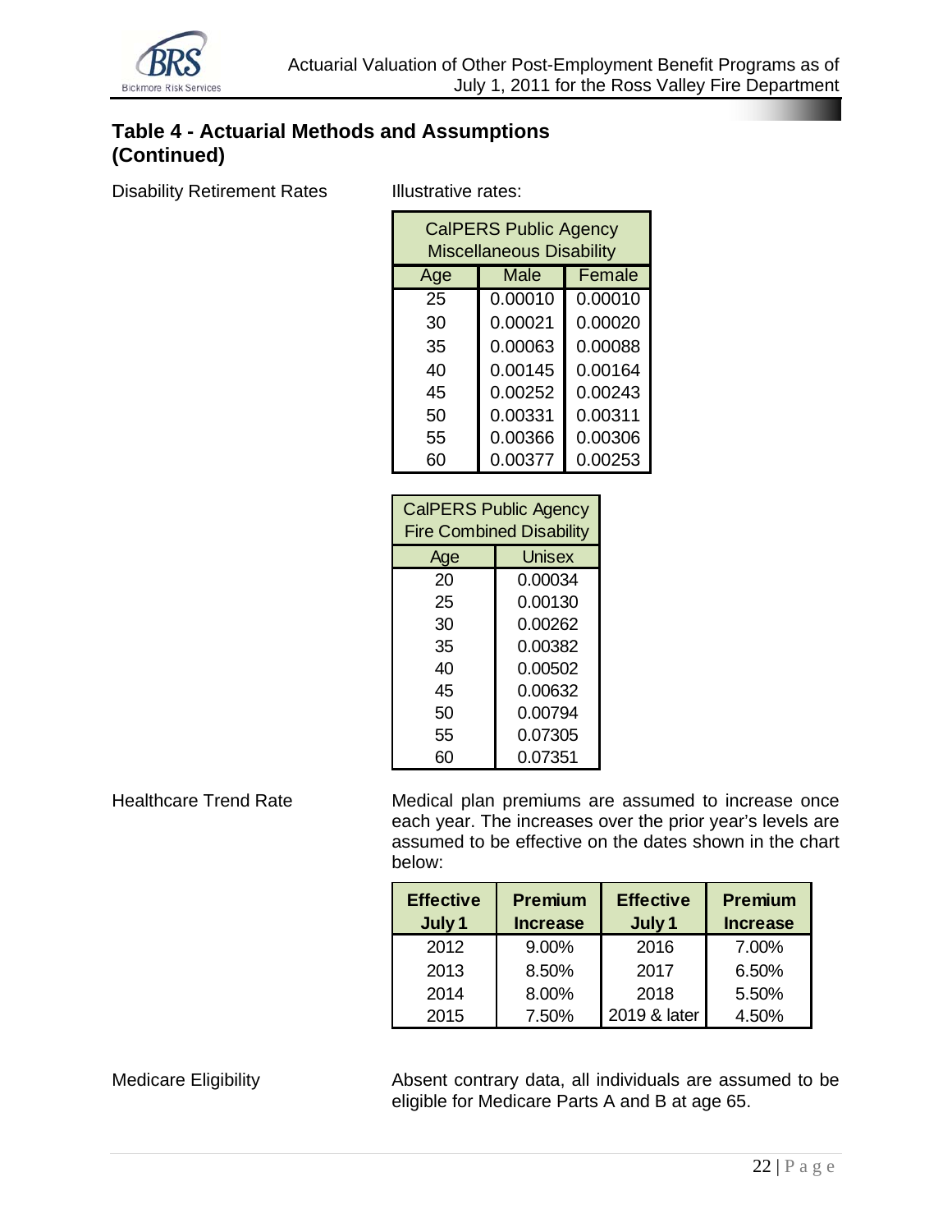## Table 4 - Actuarial Methods and Assumptions (Continued)

Disability Retirement Rates

Illustrative rates:

| CalPERS Public Agency Miscellaneous Disability | | |
|---|---|---|
| Age | Male | Female |
| 25 | 0.00010 | 0.00010 |
| 30 | 0.00021 | 0.00020 |
| 35 | 0.00063 | 0.00088 |
| 40 | 0.00145 | 0.00164 |
| 45 | 0.00252 | 0.00243 |
| 50 | 0.00331 | 0.00311 |
| 55 | 0.00366 | 0.00306 |
| 60 | 0.00377 | 0.00253 |

| CalPERS Public Agency Fire Combined Disability | |
|---|---|
| Age | Unisex |
| 20 | 0.00034 |
| 25 | 0.00130 |
| 30 | 0.00262 |
| 35 | 0.00382 |
| 40 | 0.00502 |
| 45 | 0.00632 |
| 50 | 0.00794 |
| 55 | 0.07305 |
| 60 | 0.07351 |

Healthcare Trend Rate

Medical plan premiums are assumed to increase once each year. The increases over the prior year's levels are assumed to be effective on the dates shown in the chart below:

| Effective July 1 | Premium Increase | Effective July 1 | Premium Increase |
|---|---|---|---|
| 2012 | 9.00% | 2016 | 7.00% |
| 2013 | 8.50% | 2017 | 6.50% |
| 2014 | 8.00% | 2018 | 5.50% |
| 2015 | 7.50% | 2019 & later | 4.50% |

Medicare Eligibility

Absent contrary data, all individuals are assumed to be eligible for Medicare Parts A and B at age 65.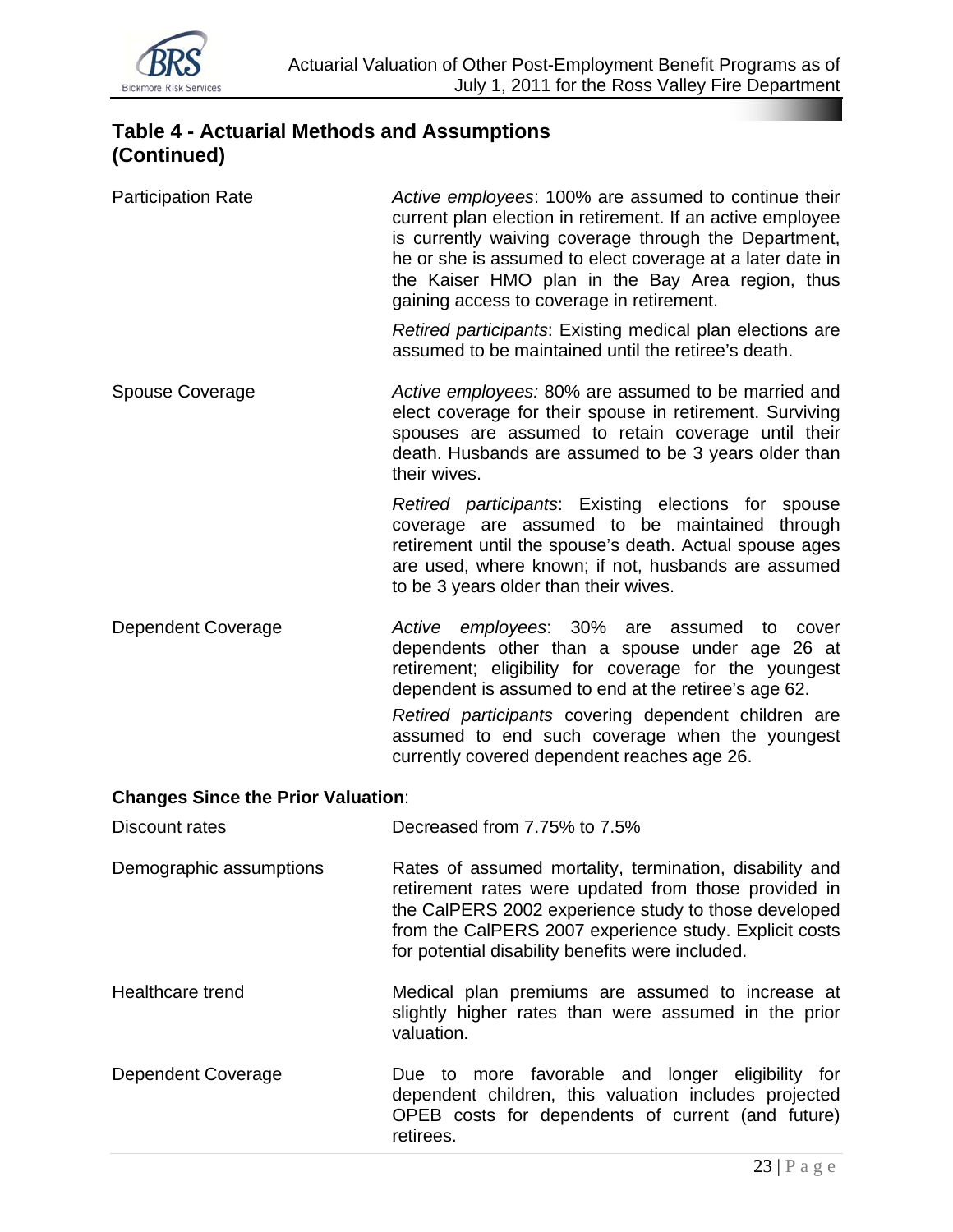## Table 4 - Actuarial Methods and Assumptions (Continued)

| | |
|---|---|
| Participation Rate | *Active employees*: 100% are assumed to continue their current plan election in retirement. If an active employee is currently waiving coverage through the Department, he or she is assumed to elect coverage at a later date in the Kaiser HMO plan in the Bay Area region, thus gaining access to coverage in retirement.<br><br>*Retired participants*: Existing medical plan elections are assumed to be maintained until the retiree's death. |
| Spouse Coverage | *Active employees:* 80% are assumed to be married and elect coverage for their spouse in retirement. Surviving spouses are assumed to retain coverage until their death. Husbands are assumed to be 3 years older than their wives.<br><br>*Retired participants*: Existing elections for spouse coverage are assumed to be maintained through retirement until the spouse's death. Actual spouse ages are used, where known; if not, husbands are assumed to be 3 years older than their wives. |
| Dependent Coverage | *Active employees*: 30% are assumed to cover dependents other than a spouse under age 26 at retirement; eligibility for coverage for the youngest dependent is assumed to end at the retiree's age 62.<br><br>*Retired participants* covering dependent children are assumed to end such coverage when the youngest currently covered dependent reaches age 26. |

**Changes Since the Prior Valuation**:

| | |
|---|---|
| Discount rates | Decreased from 7.75% to 7.5% |
| Demographic assumptions | Rates of assumed mortality, termination, disability and retirement rates were updated from those provided in the CalPERS 2002 experience study to those developed from the CalPERS 2007 experience study. Explicit costs for potential disability benefits were included. |
| Healthcare trend | Medical plan premiums are assumed to increase at slightly higher rates than were assumed in the prior valuation. |
| Dependent Coverage | Due to more favorable and longer eligibility for dependent children, this valuation includes projected OPEB costs for dependents of current (and future) retirees. |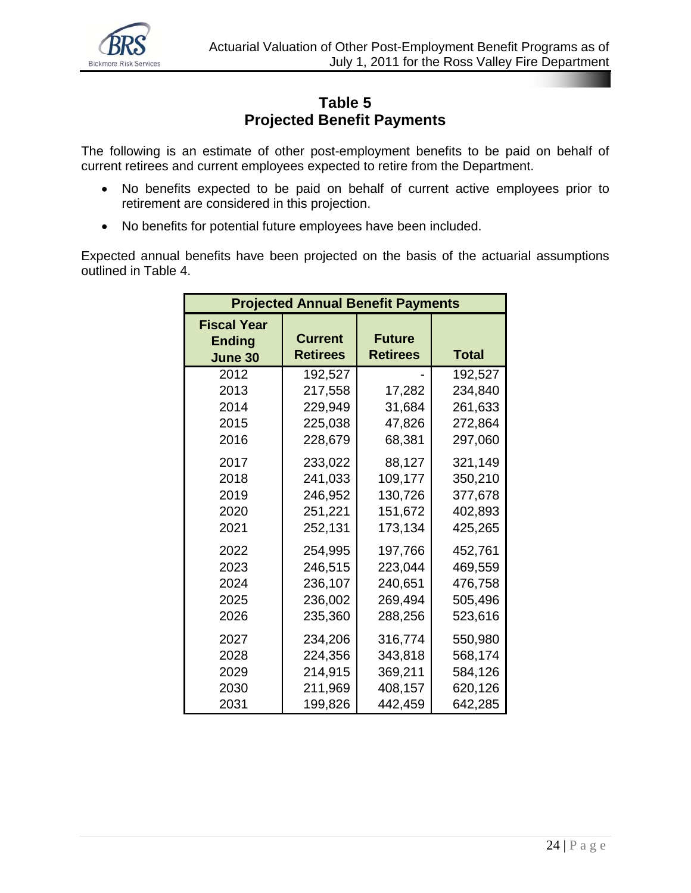## Table 5
## Projected Benefit Payments

The following is an estimate of other post-employment benefits to be paid on behalf of current retirees and current employees expected to retire from the Department.

- No benefits expected to be paid on behalf of current active employees prior to retirement are considered in this projection.
- No benefits for potential future employees have been included.

Expected annual benefits have been projected on the basis of the actuarial assumptions outlined in Table 4.

| Projected Annual Benefit Payments | | | |
|---|---|---|---|
| **Fiscal Year Ending June 30** | **Current Retirees** | **Future Retirees** | **Total** |
| 2012 | 192,527 | - | 192,527 |
| 2013 | 217,558 | 17,282 | 234,840 |
| 2014 | 229,949 | 31,684 | 261,633 |
| 2015 | 225,038 | 47,826 | 272,864 |
| 2016 | 228,679 | 68,381 | 297,060 |
| 2017 | 233,022 | 88,127 | 321,149 |
| 2018 | 241,033 | 109,177 | 350,210 |
| 2019 | 246,952 | 130,726 | 377,678 |
| 2020 | 251,221 | 151,672 | 402,893 |
| 2021 | 252,131 | 173,134 | 425,265 |
| 2022 | 254,995 | 197,766 | 452,761 |
| 2023 | 246,515 | 223,044 | 469,559 |
| 2024 | 236,107 | 240,651 | 476,758 |
| 2025 | 236,002 | 269,494 | 505,496 |
| 2026 | 235,360 | 288,256 | 523,616 |
| 2027 | 234,206 | 316,774 | 550,980 |
| 2028 | 224,356 | 343,818 | 568,174 |
| 2029 | 214,915 | 369,211 | 584,126 |
| 2030 | 211,969 | 408,157 | 620,126 |
| 2031 | 199,826 | 442,459 | 642,285 |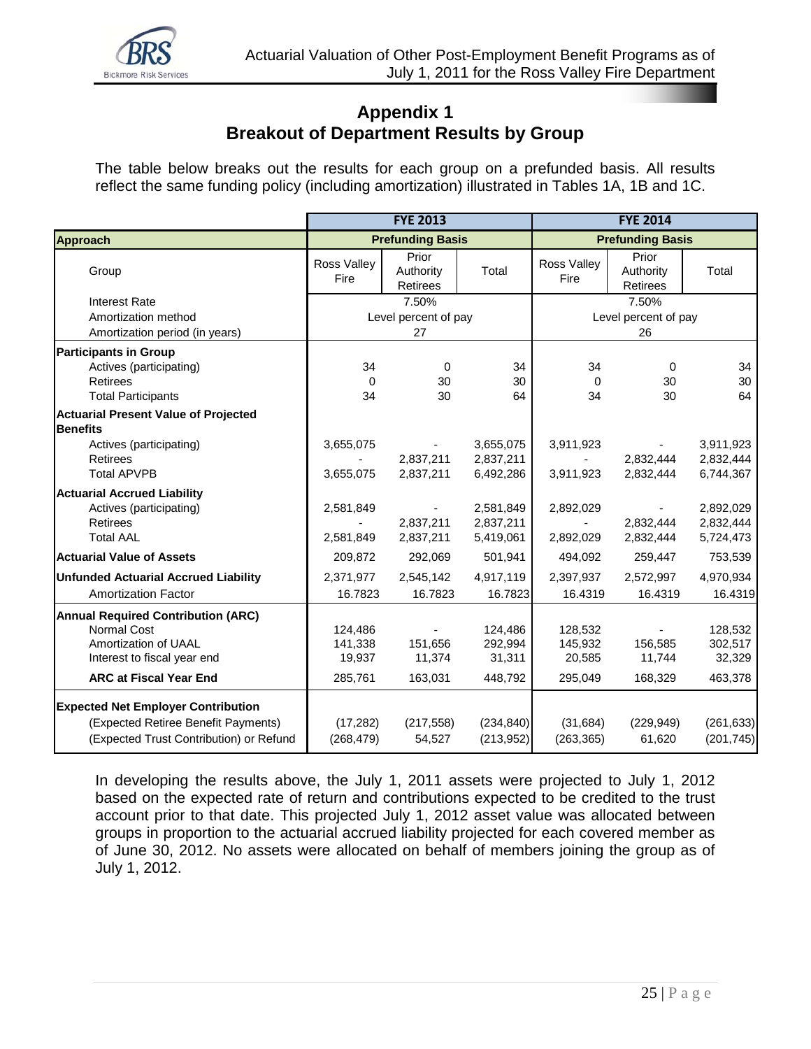# Appendix 1
## Breakout of Department Results by Group

The table below breaks out the results for each group on a prefunded basis. All results reflect the same funding policy (including amortization) illustrated in Tables 1A, 1B and 1C.

| | FYE 2013 | | | FYE 2014 | | |
|---|---|---|---|---|---|---|
| **Approach** | **Prefunding Basis** | | | **Prefunding Basis** | | |
| Group | Ross Valley Fire | Prior Authority Retirees | Total | Ross Valley Fire | Prior Authority Retirees | Total |
| Interest Rate | 7.50% | | | 7.50% | | |
| Amortization method | Level percent of pay | | | Level percent of pay | | |
| Amortization period (in years) | 27 | | | 26 | | |
| **Participants in Group** | | | | | | |
| Actives (participating) | 34 | 0 | 34 | 34 | 0 | 34 |
| Retirees | 0 | 30 | 30 | 0 | 30 | 30 |
| Total Participants | 34 | 30 | 64 | 34 | 30 | 64 |
| **Actuarial Present Value of Projected Benefits** | | | | | | |
| Actives (participating) | 3,655,075 | - | 3,655,075 | 3,911,923 | - | 3,911,923 |
| Retirees | - | 2,837,211 | 2,837,211 | - | 2,832,444 | 2,832,444 |
| Total APVPB | 3,655,075 | 2,837,211 | 6,492,286 | 3,911,923 | 2,832,444 | 6,744,367 |
| **Actuarial Accrued Liability** | | | | | | |
| Actives (participating) | 2,581,849 | - | 2,581,849 | 2,892,029 | - | 2,892,029 |
| Retirees | - | 2,837,211 | 2,837,211 | - | 2,832,444 | 2,832,444 |
| Total AAL | 2,581,849 | 2,837,211 | 5,419,061 | 2,892,029 | 2,832,444 | 5,724,473 |
| **Actuarial Value of Assets** | 209,872 | 292,069 | 501,941 | 494,092 | 259,447 | 753,539 |
| **Unfunded Actuarial Accrued Liability** | 2,371,977 | 2,545,142 | 4,917,119 | 2,397,937 | 2,572,997 | 4,970,934 |
| Amortization Factor | 16.7823 | 16.7823 | 16.7823 | 16.4319 | 16.4319 | 16.4319 |
| **Annual Required Contribution (ARC)** | | | | | | |
| Normal Cost | 124,486 | - | 124,486 | 128,532 | - | 128,532 |
| Amortization of UAAL | 141,338 | 151,656 | 292,994 | 145,932 | 156,585 | 302,517 |
| Interest to fiscal year end | 19,937 | 11,374 | 31,311 | 20,585 | 11,744 | 32,329 |
| **ARC at Fiscal Year End** | 285,761 | 163,031 | 448,792 | 295,049 | 168,329 | 463,378 |
| **Expected Net Employer Contribution** | | | | | | |
| (Expected Retiree Benefit Payments) | (17,282) | (217,558) | (234,840) | (31,684) | (229,949) | (261,633) |
| (Expected Trust Contribution) or Refund | (268,479) | 54,527 | (213,952) | (263,365) | 61,620 | (201,745) |

In developing the results above, the July 1, 2011 assets were projected to July 1, 2012 based on the expected rate of return and contributions expected to be credited to the trust account prior to that date. This projected July 1, 2012 asset value was allocated between groups in proportion to the actuarial accrued liability projected for each covered member as of June 30, 2012. No assets were allocated on behalf of members joining the group as of July 1, 2012.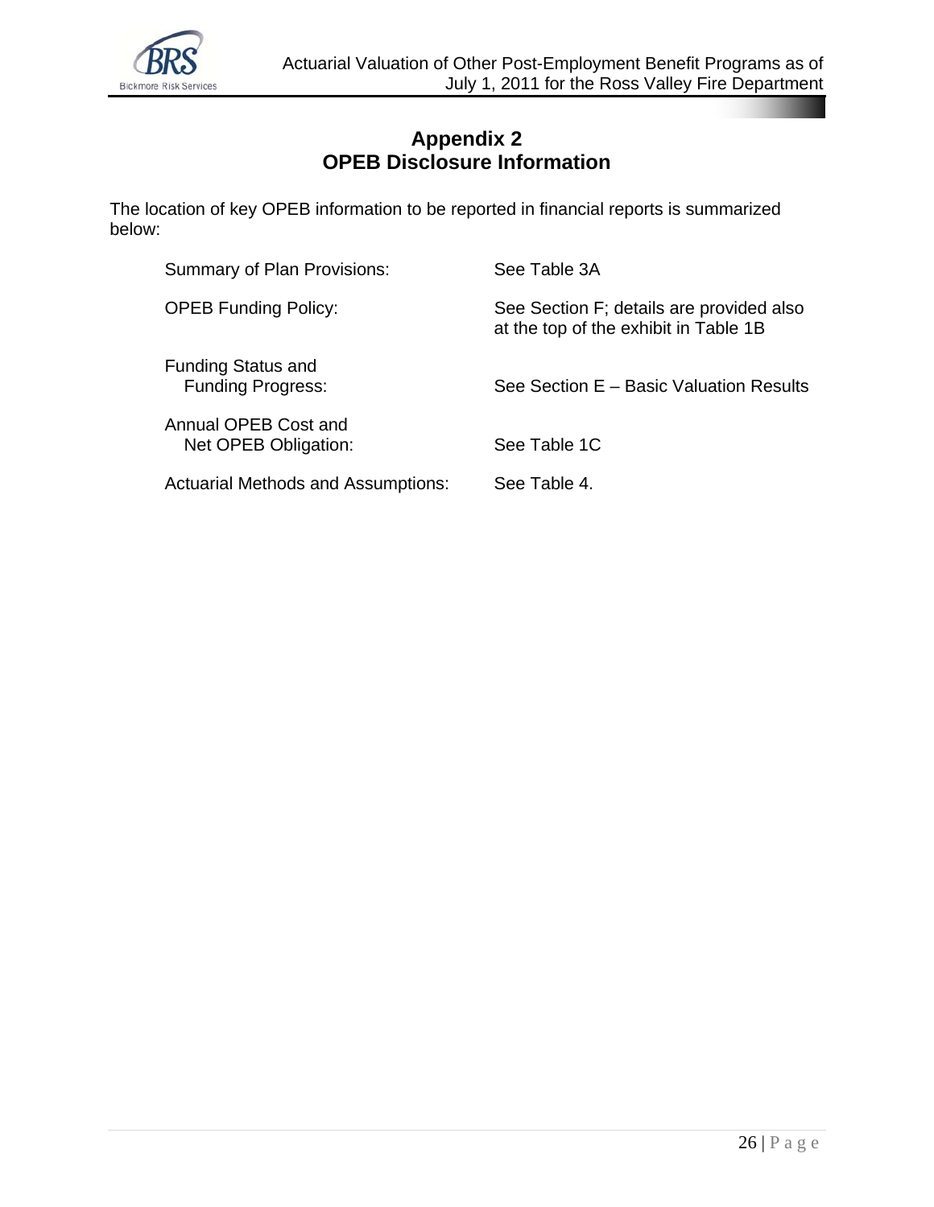# Appendix 2
# OPEB Disclosure Information

The location of key OPEB information to be reported in financial reports is summarized below:

| | |
|---|---|
| Summary of Plan Provisions: | See Table 3A |
| OPEB Funding Policy: | See Section F; details are provided also at the top of the exhibit in Table 1B |
| Funding Status and Funding Progress: | See Section E – Basic Valuation Results |
| Annual OPEB Cost and Net OPEB Obligation: | See Table 1C |
| Actuarial Methods and Assumptions: | See Table 4. |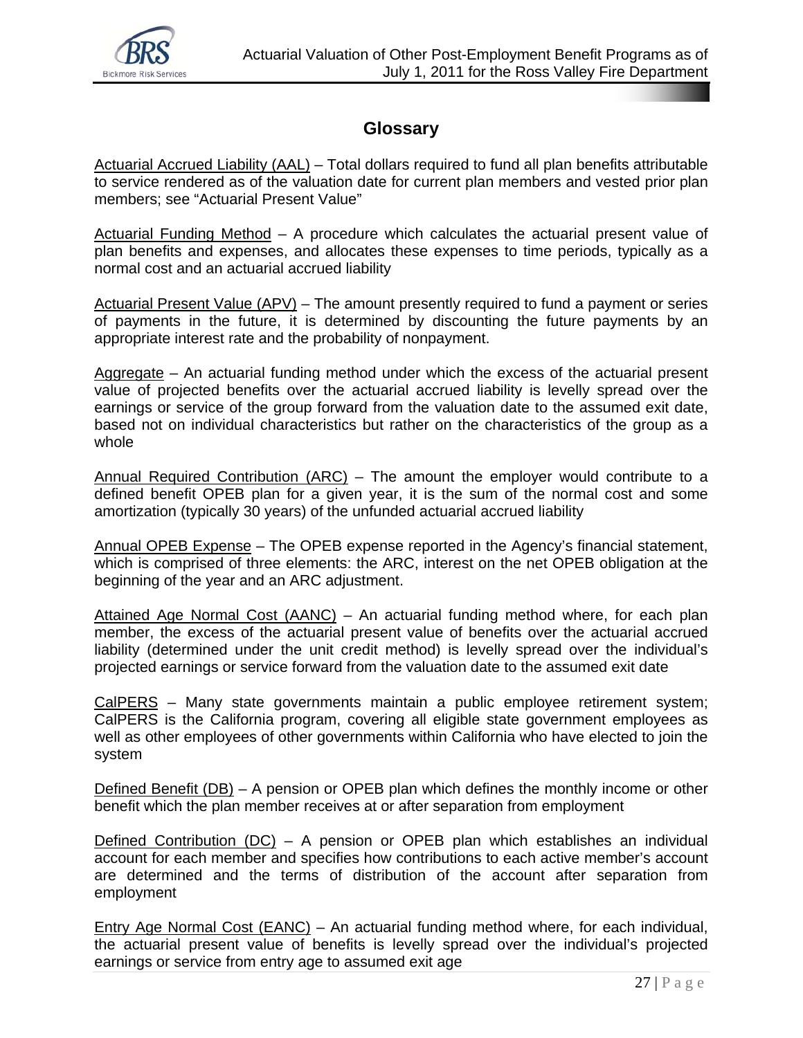## Glossary

Actuarial Accrued Liability (AAL) – Total dollars required to fund all plan benefits attributable to service rendered as of the valuation date for current plan members and vested prior plan members; see "Actuarial Present Value"

Actuarial Funding Method – A procedure which calculates the actuarial present value of plan benefits and expenses, and allocates these expenses to time periods, typically as a normal cost and an actuarial accrued liability

Actuarial Present Value (APV) – The amount presently required to fund a payment or series of payments in the future, it is determined by discounting the future payments by an appropriate interest rate and the probability of nonpayment.

Aggregate – An actuarial funding method under which the excess of the actuarial present value of projected benefits over the actuarial accrued liability is levelly spread over the earnings or service of the group forward from the valuation date to the assumed exit date, based not on individual characteristics but rather on the characteristics of the group as a whole

Annual Required Contribution (ARC) – The amount the employer would contribute to a defined benefit OPEB plan for a given year, it is the sum of the normal cost and some amortization (typically 30 years) of the unfunded actuarial accrued liability

Annual OPEB Expense – The OPEB expense reported in the Agency's financial statement, which is comprised of three elements: the ARC, interest on the net OPEB obligation at the beginning of the year and an ARC adjustment.

Attained Age Normal Cost (AANC) – An actuarial funding method where, for each plan member, the excess of the actuarial present value of benefits over the actuarial accrued liability (determined under the unit credit method) is levelly spread over the individual's projected earnings or service forward from the valuation date to the assumed exit date

CalPERS – Many state governments maintain a public employee retirement system; CalPERS is the California program, covering all eligible state government employees as well as other employees of other governments within California who have elected to join the system

Defined Benefit (DB) – A pension or OPEB plan which defines the monthly income or other benefit which the plan member receives at or after separation from employment

Defined Contribution (DC) – A pension or OPEB plan which establishes an individual account for each member and specifies how contributions to each active member's account are determined and the terms of distribution of the account after separation from employment

Entry Age Normal Cost (EANC) – An actuarial funding method where, for each individual, the actuarial present value of benefits is levelly spread over the individual's projected earnings or service from entry age to assumed exit age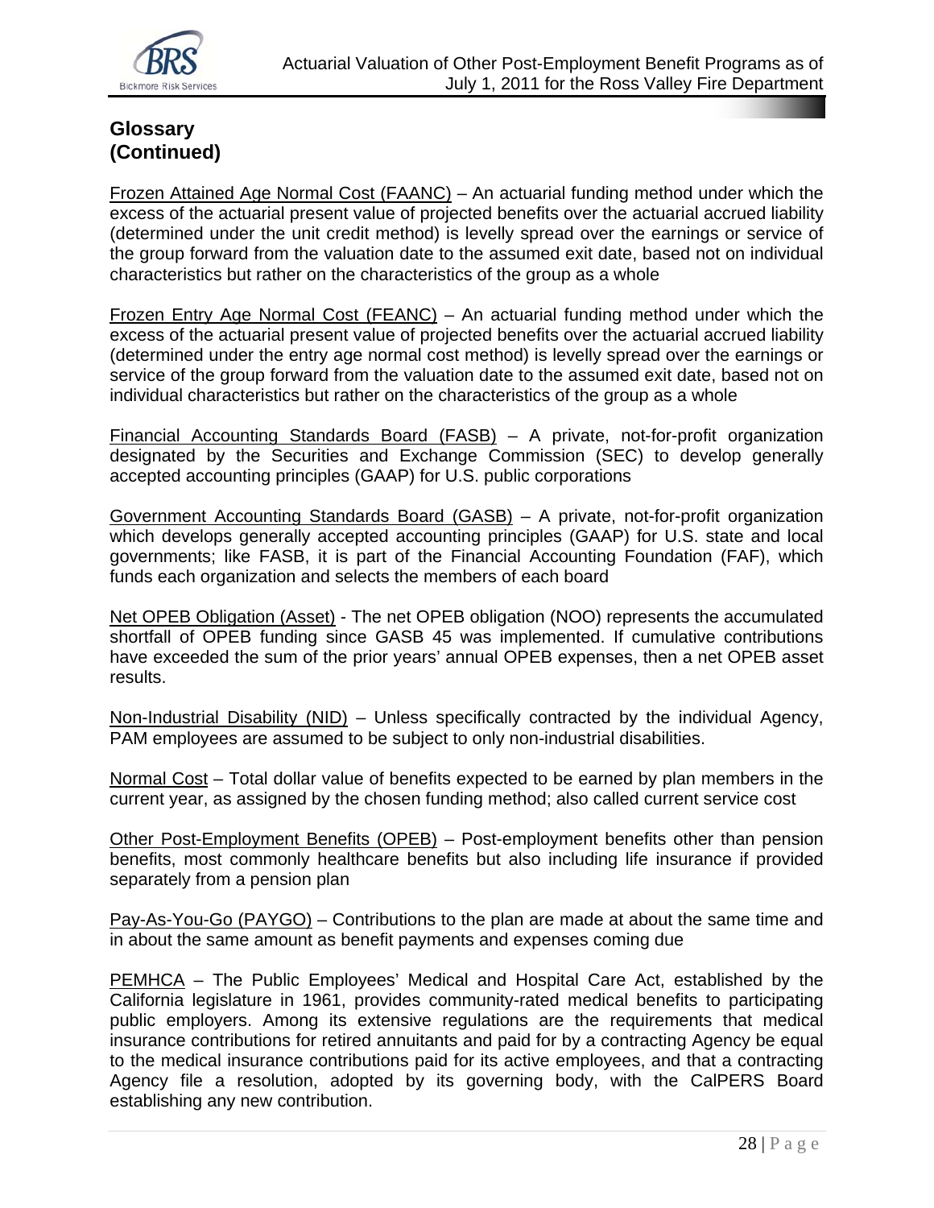## Glossary (Continued)

Frozen Attained Age Normal Cost (FAANC) – An actuarial funding method under which the excess of the actuarial present value of projected benefits over the actuarial accrued liability (determined under the unit credit method) is levelly spread over the earnings or service of the group forward from the valuation date to the assumed exit date, based not on individual characteristics but rather on the characteristics of the group as a whole

Frozen Entry Age Normal Cost (FEANC) – An actuarial funding method under which the excess of the actuarial present value of projected benefits over the actuarial accrued liability (determined under the entry age normal cost method) is levelly spread over the earnings or service of the group forward from the valuation date to the assumed exit date, based not on individual characteristics but rather on the characteristics of the group as a whole

Financial Accounting Standards Board (FASB) – A private, not-for-profit organization designated by the Securities and Exchange Commission (SEC) to develop generally accepted accounting principles (GAAP) for U.S. public corporations

Government Accounting Standards Board (GASB) – A private, not-for-profit organization which develops generally accepted accounting principles (GAAP) for U.S. state and local governments; like FASB, it is part of the Financial Accounting Foundation (FAF), which funds each organization and selects the members of each board

Net OPEB Obligation (Asset) - The net OPEB obligation (NOO) represents the accumulated shortfall of OPEB funding since GASB 45 was implemented. If cumulative contributions have exceeded the sum of the prior years' annual OPEB expenses, then a net OPEB asset results.

Non-Industrial Disability (NID) – Unless specifically contracted by the individual Agency, PAM employees are assumed to be subject to only non-industrial disabilities.

Normal Cost – Total dollar value of benefits expected to be earned by plan members in the current year, as assigned by the chosen funding method; also called current service cost

Other Post-Employment Benefits (OPEB) – Post-employment benefits other than pension benefits, most commonly healthcare benefits but also including life insurance if provided separately from a pension plan

Pay-As-You-Go (PAYGO) – Contributions to the plan are made at about the same time and in about the same amount as benefit payments and expenses coming due

PEMHCA – The Public Employees' Medical and Hospital Care Act, established by the California legislature in 1961, provides community-rated medical benefits to participating public employers. Among its extensive regulations are the requirements that medical insurance contributions for retired annuitants and paid for by a contracting Agency be equal to the medical insurance contributions paid for its active employees, and that a contracting Agency file a resolution, adopted by its governing body, with the CalPERS Board establishing any new contribution.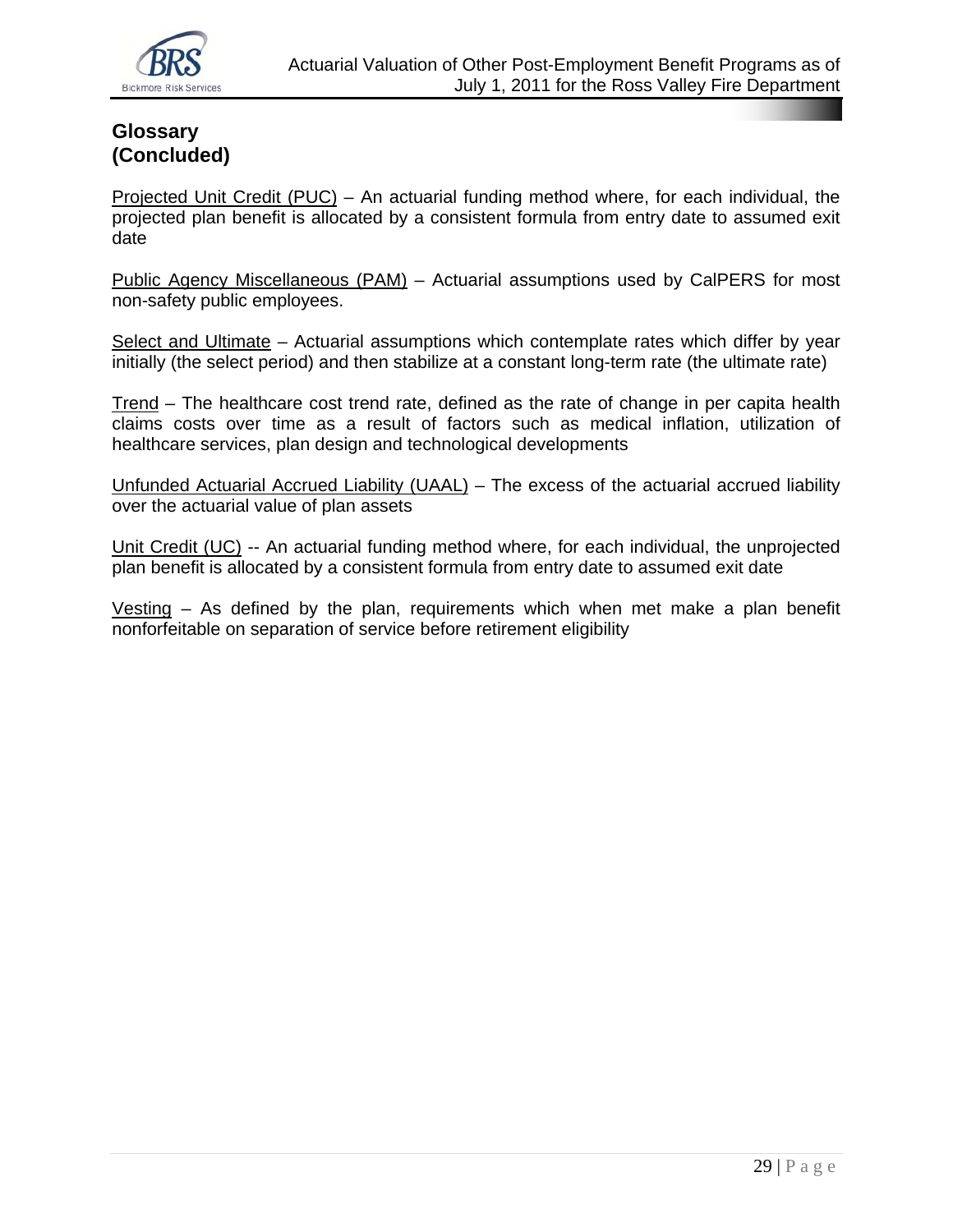## Glossary (Concluded)

Projected Unit Credit (PUC) – An actuarial funding method where, for each individual, the projected plan benefit is allocated by a consistent formula from entry date to assumed exit date

Public Agency Miscellaneous (PAM) – Actuarial assumptions used by CalPERS for most non-safety public employees.

Select and Ultimate – Actuarial assumptions which contemplate rates which differ by year initially (the select period) and then stabilize at a constant long-term rate (the ultimate rate)

Trend – The healthcare cost trend rate, defined as the rate of change in per capita health claims costs over time as a result of factors such as medical inflation, utilization of healthcare services, plan design and technological developments

Unfunded Actuarial Accrued Liability (UAAL) – The excess of the actuarial accrued liability over the actuarial value of plan assets

Unit Credit (UC) -- An actuarial funding method where, for each individual, the unprojected plan benefit is allocated by a consistent formula from entry date to assumed exit date

Vesting – As defined by the plan, requirements which when met make a plan benefit nonforfeitable on separation of service before retirement eligibility